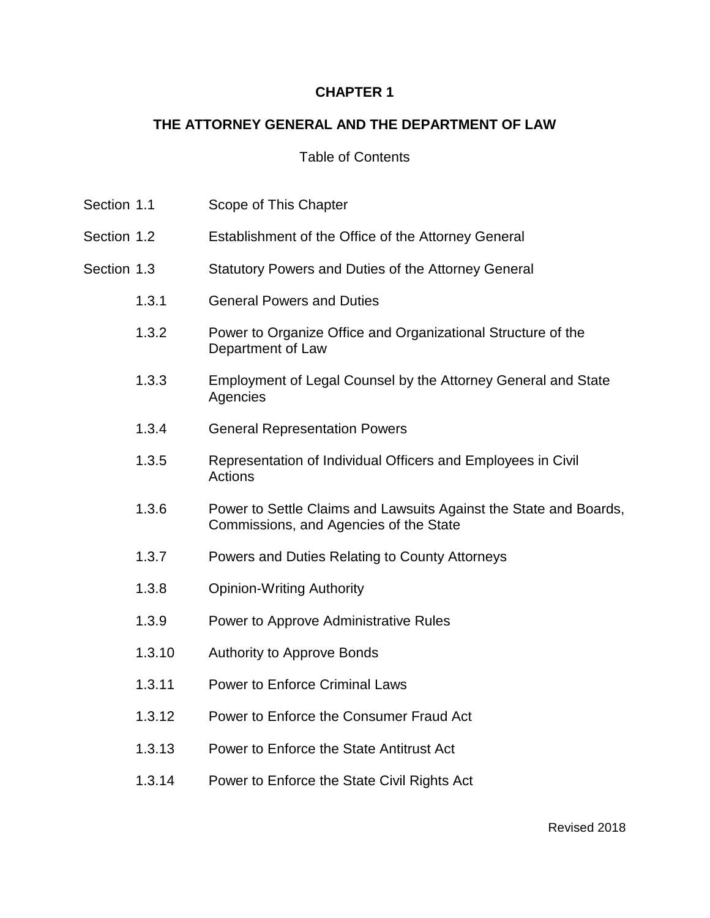# CHAPTER 1

## THE ATTORNEY GENERAL AND THE DEPARTMENT OF LAW

Table of Contents

| | |
|---|---|
| Section 1.1 | Scope of This Chapter |
| Section 1.2 | Establishment of the Office of the Attorney General |
| Section 1.3 | Statutory Powers and Duties of the Attorney General |
| 1.3.1 | General Powers and Duties |
| 1.3.2 | Power to Organize Office and Organizational Structure of the Department of Law |
| 1.3.3 | Employment of Legal Counsel by the Attorney General and State Agencies |
| 1.3.4 | General Representation Powers |
| 1.3.5 | Representation of Individual Officers and Employees in Civil Actions |
| 1.3.6 | Power to Settle Claims and Lawsuits Against the State and Boards, Commissions, and Agencies of the State |
| 1.3.7 | Powers and Duties Relating to County Attorneys |
| 1.3.8 | Opinion-Writing Authority |
| 1.3.9 | Power to Approve Administrative Rules |
| 1.3.10 | Authority to Approve Bonds |
| 1.3.11 | Power to Enforce Criminal Laws |
| 1.3.12 | Power to Enforce the Consumer Fraud Act |
| 1.3.13 | Power to Enforce the State Antitrust Act |
| 1.3.14 | Power to Enforce the State Civil Rights Act |

Revised 2018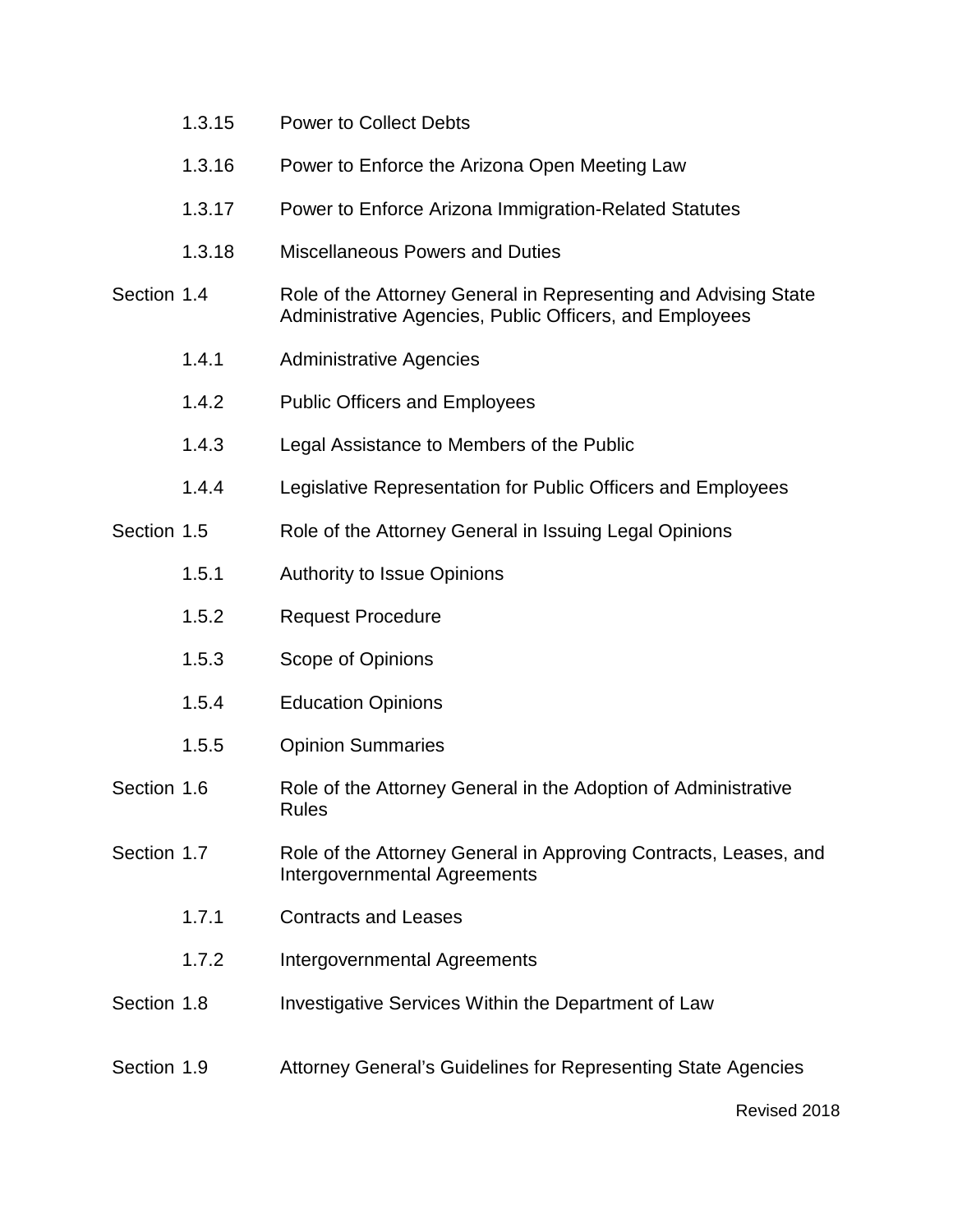1.3.15 Power to Collect Debts

1.3.16 Power to Enforce the Arizona Open Meeting Law

1.3.17 Power to Enforce Arizona Immigration-Related Statutes

1.3.18 Miscellaneous Powers and Duties

Section 1.4 Role of the Attorney General in Representing and Advising State Administrative Agencies, Public Officers, and Employees

1.4.1 Administrative Agencies

1.4.2 Public Officers and Employees

1.4.3 Legal Assistance to Members of the Public

1.4.4 Legislative Representation for Public Officers and Employees

Section 1.5 Role of the Attorney General in Issuing Legal Opinions

1.5.1 Authority to Issue Opinions

1.5.2 Request Procedure

1.5.3 Scope of Opinions

1.5.4 Education Opinions

1.5.5 Opinion Summaries

Section 1.6 Role of the Attorney General in the Adoption of Administrative Rules

Section 1.7 Role of the Attorney General in Approving Contracts, Leases, and Intergovernmental Agreements

1.7.1 Contracts and Leases

1.7.2 Intergovernmental Agreements

Section 1.8 Investigative Services Within the Department of Law

Section 1.9 Attorney General's Guidelines for Representing State Agencies

Revised 2018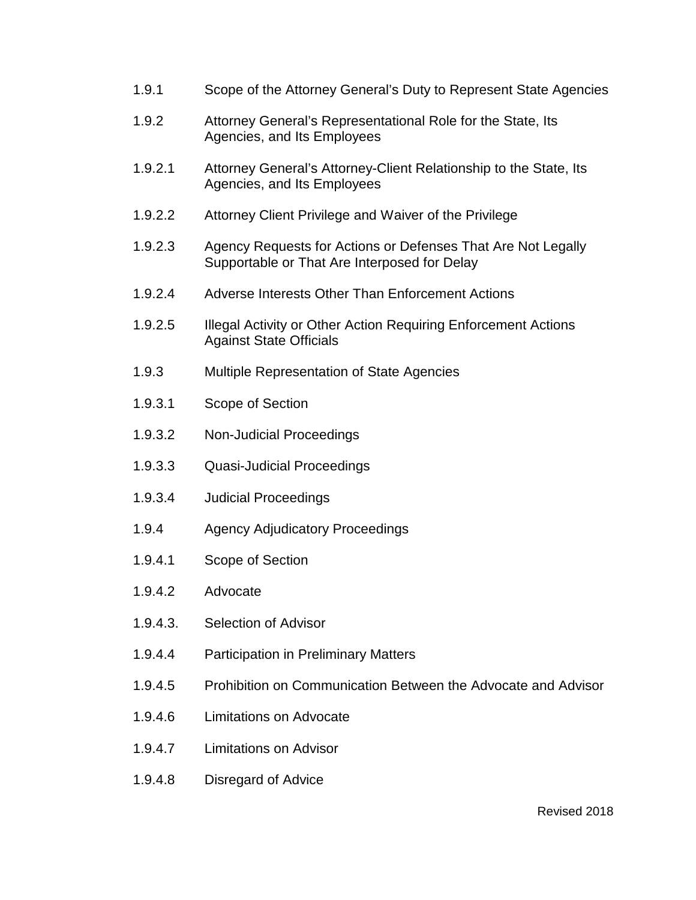1.9.1 Scope of the Attorney General's Duty to Represent State Agencies

1.9.2 Attorney General's Representational Role for the State, Its Agencies, and Its Employees

1.9.2.1 Attorney General's Attorney-Client Relationship to the State, Its Agencies, and Its Employees

1.9.2.2 Attorney Client Privilege and Waiver of the Privilege

1.9.2.3 Agency Requests for Actions or Defenses That Are Not Legally Supportable or That Are Interposed for Delay

1.9.2.4 Adverse Interests Other Than Enforcement Actions

1.9.2.5 Illegal Activity or Other Action Requiring Enforcement Actions Against State Officials

1.9.3 Multiple Representation of State Agencies

1.9.3.1 Scope of Section

1.9.3.2 Non-Judicial Proceedings

1.9.3.3 Quasi-Judicial Proceedings

1.9.3.4 Judicial Proceedings

1.9.4 Agency Adjudicatory Proceedings

1.9.4.1 Scope of Section

1.9.4.2 Advocate

1.9.4.3. Selection of Advisor

1.9.4.4 Participation in Preliminary Matters

1.9.4.5 Prohibition on Communication Between the Advocate and Advisor

1.9.4.6 Limitations on Advocate

1.9.4.7 Limitations on Advisor

1.9.4.8 Disregard of Advice

Revised 2018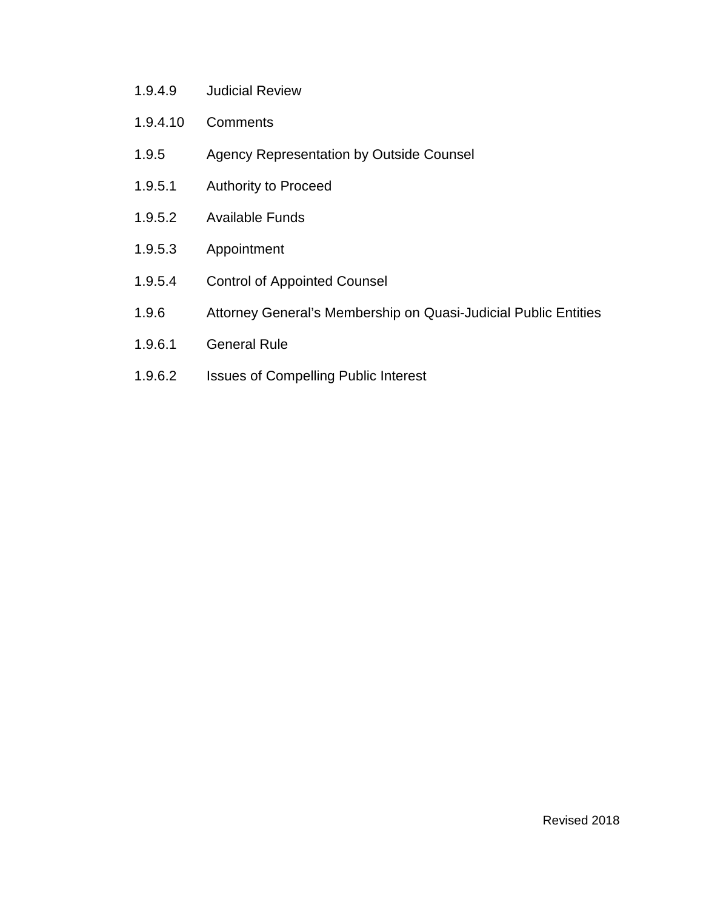1.9.4.9 Judicial Review

1.9.4.10 Comments

1.9.5 Agency Representation by Outside Counsel

1.9.5.1 Authority to Proceed

1.9.5.2 Available Funds

1.9.5.3 Appointment

1.9.5.4 Control of Appointed Counsel

1.9.6 Attorney General's Membership on Quasi-Judicial Public Entities

1.9.6.1 General Rule

1.9.6.2 Issues of Compelling Public Interest

Revised 2018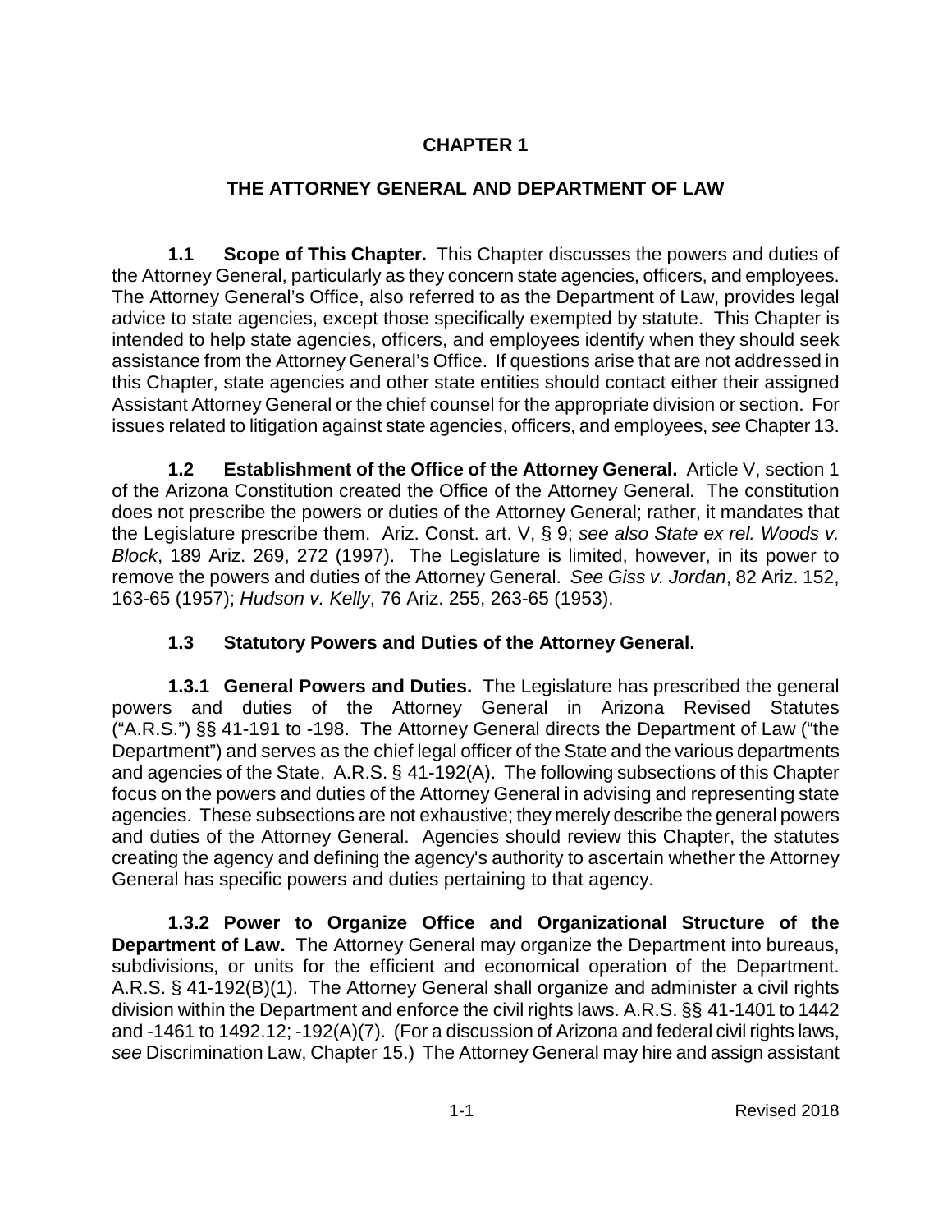# CHAPTER 1

## THE ATTORNEY GENERAL AND DEPARTMENT OF LAW

**1.1 Scope of This Chapter.** This Chapter discusses the powers and duties of the Attorney General, particularly as they concern state agencies, officers, and employees. The Attorney General's Office, also referred to as the Department of Law, provides legal advice to state agencies, except those specifically exempted by statute. This Chapter is intended to help state agencies, officers, and employees identify when they should seek assistance from the Attorney General's Office. If questions arise that are not addressed in this Chapter, state agencies and other state entities should contact either their assigned Assistant Attorney General or the chief counsel for the appropriate division or section. For issues related to litigation against state agencies, officers, and employees, *see* Chapter 13.

**1.2 Establishment of the Office of the Attorney General.** Article V, section 1 of the Arizona Constitution created the Office of the Attorney General. The constitution does not prescribe the powers or duties of the Attorney General; rather, it mandates that the Legislature prescribe them. Ariz. Const. art. V, § 9; *see also State ex rel. Woods v. Block*, 189 Ariz. 269, 272 (1997). The Legislature is limited, however, in its power to remove the powers and duties of the Attorney General. *See Giss v. Jordan*, 82 Ariz. 152, 163-65 (1957); *Hudson v. Kelly*, 76 Ariz. 255, 263-65 (1953).

### 1.3 Statutory Powers and Duties of the Attorney General.

**1.3.1 General Powers and Duties.** The Legislature has prescribed the general powers and duties of the Attorney General in Arizona Revised Statutes ("A.R.S.") §§ 41-191 to -198. The Attorney General directs the Department of Law ("the Department") and serves as the chief legal officer of the State and the various departments and agencies of the State. A.R.S. § 41-192(A). The following subsections of this Chapter focus on the powers and duties of the Attorney General in advising and representing state agencies. These subsections are not exhaustive; they merely describe the general powers and duties of the Attorney General. Agencies should review this Chapter, the statutes creating the agency and defining the agency's authority to ascertain whether the Attorney General has specific powers and duties pertaining to that agency.

**1.3.2 Power to Organize Office and Organizational Structure of the Department of Law.** The Attorney General may organize the Department into bureaus, subdivisions, or units for the efficient and economical operation of the Department. A.R.S. § 41-192(B)(1). The Attorney General shall organize and administer a civil rights division within the Department and enforce the civil rights laws. A.R.S. §§ 41-1401 to 1442 and -1461 to 1492.12; -192(A)(7). (For a discussion of Arizona and federal civil rights laws, *see* Discrimination Law, Chapter 15.) The Attorney General may hire and assign assistant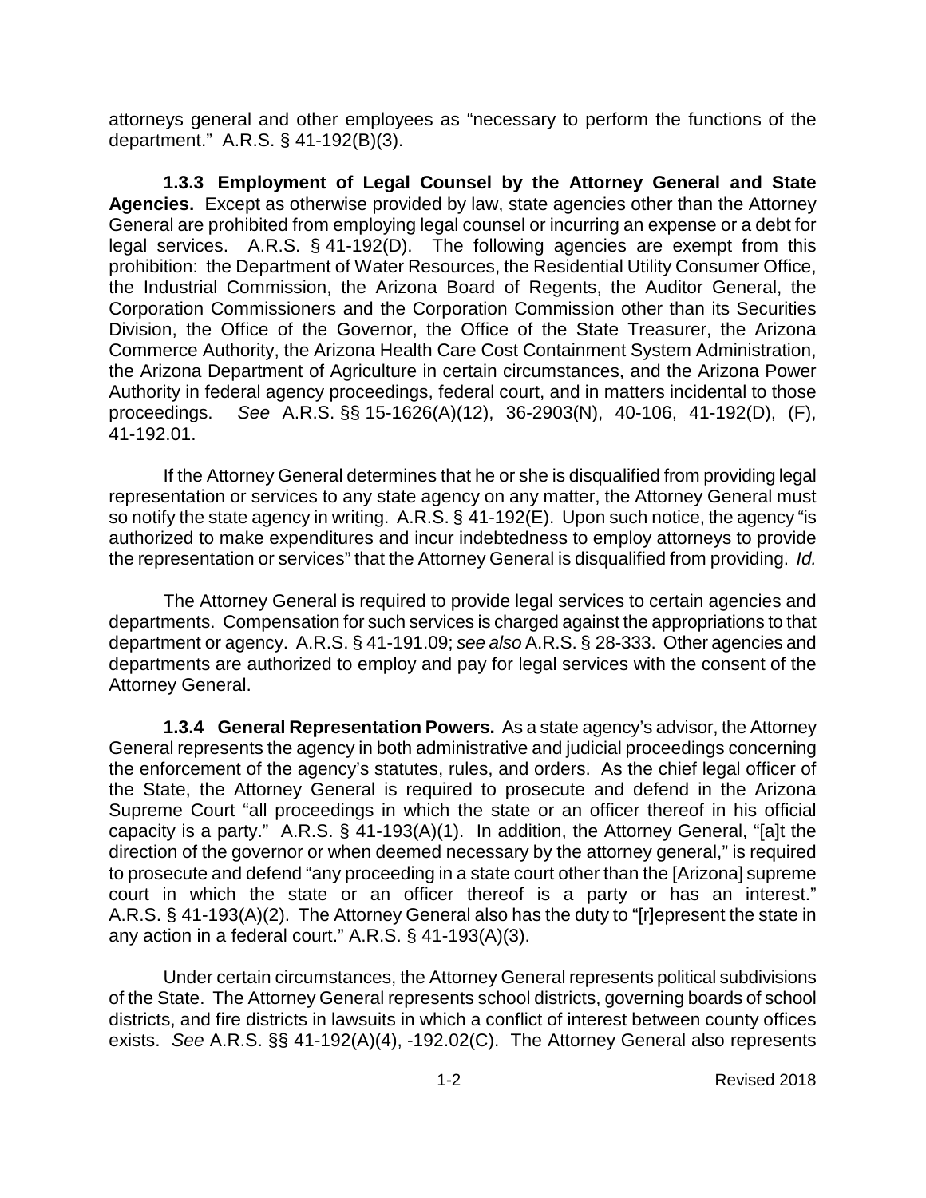attorneys general and other employees as "necessary to perform the functions of the department." A.R.S. § 41-192(B)(3).

**1.3.3 Employment of Legal Counsel by the Attorney General and State Agencies.** Except as otherwise provided by law, state agencies other than the Attorney General are prohibited from employing legal counsel or incurring an expense or a debt for legal services. A.R.S. § 41-192(D). The following agencies are exempt from this prohibition: the Department of Water Resources, the Residential Utility Consumer Office, the Industrial Commission, the Arizona Board of Regents, the Auditor General, the Corporation Commissioners and the Corporation Commission other than its Securities Division, the Office of the Governor, the Office of the State Treasurer, the Arizona Commerce Authority, the Arizona Health Care Cost Containment System Administration, the Arizona Department of Agriculture in certain circumstances, and the Arizona Power Authority in federal agency proceedings, federal court, and in matters incidental to those proceedings. *See* A.R.S. §§ 15-1626(A)(12), 36-2903(N), 40-106, 41-192(D), (F), 41-192.01.

If the Attorney General determines that he or she is disqualified from providing legal representation or services to any state agency on any matter, the Attorney General must so notify the state agency in writing. A.R.S. § 41-192(E). Upon such notice, the agency "is authorized to make expenditures and incur indebtedness to employ attorneys to provide the representation or services" that the Attorney General is disqualified from providing. *Id.*

The Attorney General is required to provide legal services to certain agencies and departments. Compensation for such services is charged against the appropriations to that department or agency. A.R.S. § 41-191.09; *see also* A.R.S. § 28-333. Other agencies and departments are authorized to employ and pay for legal services with the consent of the Attorney General.

**1.3.4 General Representation Powers.** As a state agency's advisor, the Attorney General represents the agency in both administrative and judicial proceedings concerning the enforcement of the agency's statutes, rules, and orders. As the chief legal officer of the State, the Attorney General is required to prosecute and defend in the Arizona Supreme Court "all proceedings in which the state or an officer thereof in his official capacity is a party." A.R.S. § 41-193(A)(1). In addition, the Attorney General, "[a]t the direction of the governor or when deemed necessary by the attorney general," is required to prosecute and defend "any proceeding in a state court other than the [Arizona] supreme court in which the state or an officer thereof is a party or has an interest." A.R.S. § 41-193(A)(2). The Attorney General also has the duty to "[r]epresent the state in any action in a federal court." A.R.S. § 41-193(A)(3).

Under certain circumstances, the Attorney General represents political subdivisions of the State. The Attorney General represents school districts, governing boards of school districts, and fire districts in lawsuits in which a conflict of interest between county offices exists. *See* A.R.S. §§ 41-192(A)(4), -192.02(C). The Attorney General also represents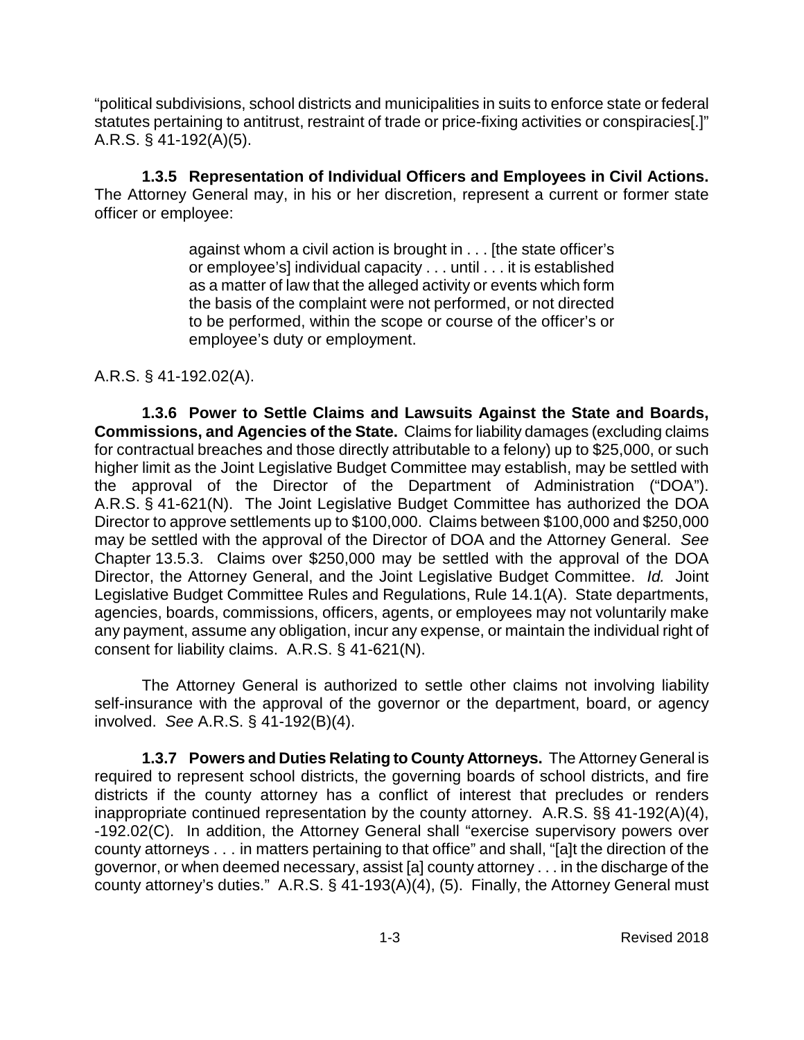"political subdivisions, school districts and municipalities in suits to enforce state or federal statutes pertaining to antitrust, restraint of trade or price-fixing activities or conspiracies[.]" A.R.S. § 41-192(A)(5).

**1.3.5 Representation of Individual Officers and Employees in Civil Actions.** The Attorney General may, in his or her discretion, represent a current or former state officer or employee:

> against whom a civil action is brought in . . . [the state officer's or employee's] individual capacity . . . until . . . it is established as a matter of law that the alleged activity or events which form the basis of the complaint were not performed, or not directed to be performed, within the scope or course of the officer's or employee's duty or employment.

A.R.S. § 41-192.02(A).

**1.3.6 Power to Settle Claims and Lawsuits Against the State and Boards, Commissions, and Agencies of the State.** Claims for liability damages (excluding claims for contractual breaches and those directly attributable to a felony) up to $25,000, or such higher limit as the Joint Legislative Budget Committee may establish, may be settled with the approval of the Director of the Department of Administration ("DOA"). A.R.S. § 41-621(N). The Joint Legislative Budget Committee has authorized the DOA Director to approve settlements up to $100,000. Claims between $100,000 and $250,000 may be settled with the approval of the Director of DOA and the Attorney General. *See* Chapter 13.5.3. Claims over $250,000 may be settled with the approval of the DOA Director, the Attorney General, and the Joint Legislative Budget Committee. *Id.* Joint Legislative Budget Committee Rules and Regulations, Rule 14.1(A). State departments, agencies, boards, commissions, officers, agents, or employees may not voluntarily make any payment, assume any obligation, incur any expense, or maintain the individual right of consent for liability claims. A.R.S. § 41-621(N).

The Attorney General is authorized to settle other claims not involving liability self-insurance with the approval of the governor or the department, board, or agency involved. *See* A.R.S. § 41-192(B)(4).

**1.3.7 Powers and Duties Relating to County Attorneys.** The Attorney General is required to represent school districts, the governing boards of school districts, and fire districts if the county attorney has a conflict of interest that precludes or renders inappropriate continued representation by the county attorney. A.R.S. §§ 41-192(A)(4), -192.02(C). In addition, the Attorney General shall "exercise supervisory powers over county attorneys . . . in matters pertaining to that office" and shall, "[a]t the direction of the governor, or when deemed necessary, assist [a] county attorney . . . in the discharge of the county attorney's duties." A.R.S. § 41-193(A)(4), (5). Finally, the Attorney General must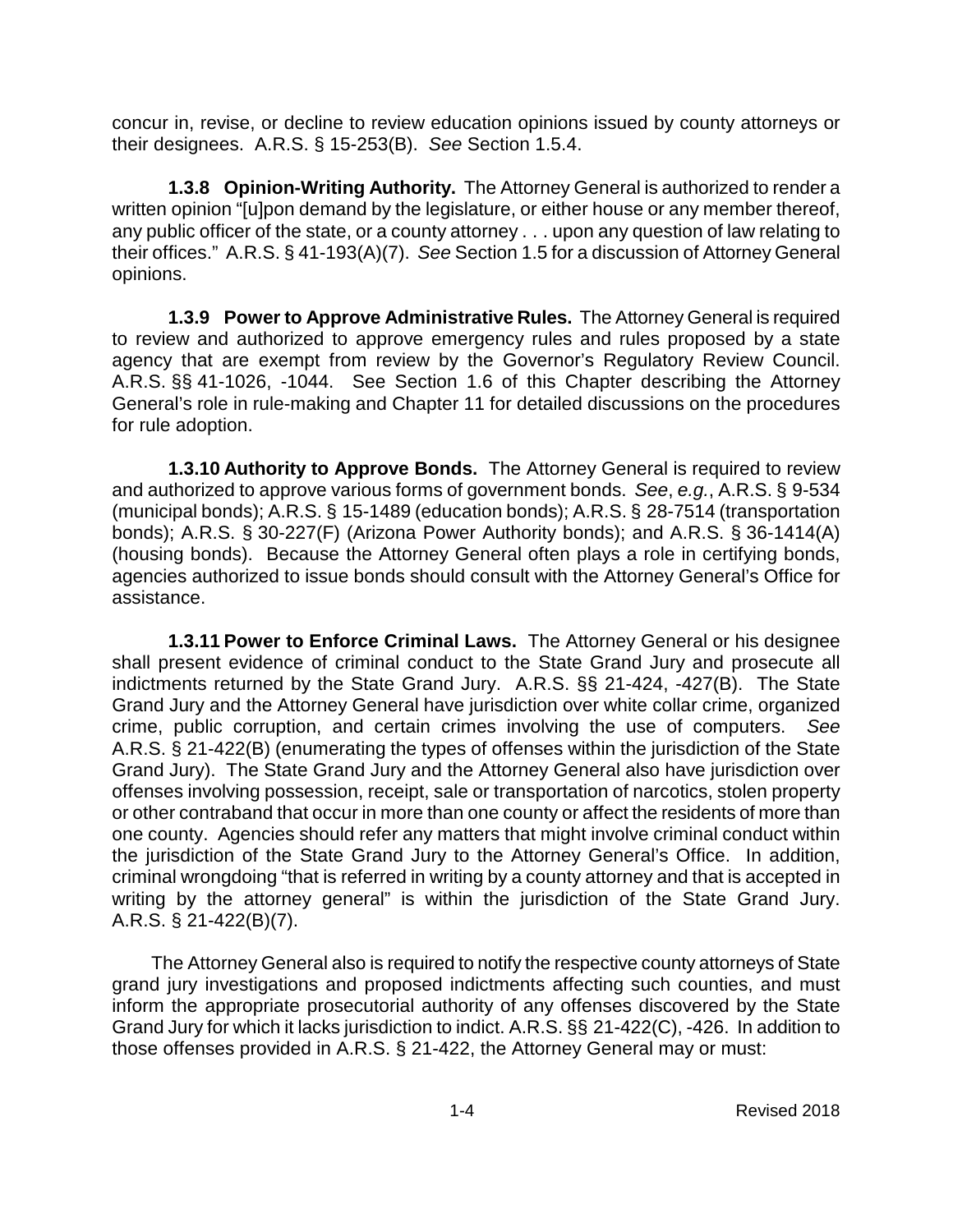concur in, revise, or decline to review education opinions issued by county attorneys or their designees. A.R.S. § 15-253(B). *See* Section 1.5.4.

**1.3.8 Opinion-Writing Authority.** The Attorney General is authorized to render a written opinion "[u]pon demand by the legislature, or either house or any member thereof, any public officer of the state, or a county attorney . . . upon any question of law relating to their offices." A.R.S. § 41-193(A)(7). *See* Section 1.5 for a discussion of Attorney General opinions.

**1.3.9 Power to Approve Administrative Rules.** The Attorney General is required to review and authorized to approve emergency rules and rules proposed by a state agency that are exempt from review by the Governor's Regulatory Review Council. A.R.S. §§ 41-1026, -1044. See Section 1.6 of this Chapter describing the Attorney General's role in rule-making and Chapter 11 for detailed discussions on the procedures for rule adoption.

**1.3.10 Authority to Approve Bonds.** The Attorney General is required to review and authorized to approve various forms of government bonds. *See*, *e.g.*, A.R.S. § 9-534 (municipal bonds); A.R.S. § 15-1489 (education bonds); A.R.S. § 28-7514 (transportation bonds); A.R.S. § 30-227(F) (Arizona Power Authority bonds); and A.R.S. § 36-1414(A) (housing bonds). Because the Attorney General often plays a role in certifying bonds, agencies authorized to issue bonds should consult with the Attorney General's Office for assistance.

**1.3.11 Power to Enforce Criminal Laws.** The Attorney General or his designee shall present evidence of criminal conduct to the State Grand Jury and prosecute all indictments returned by the State Grand Jury. A.R.S. §§ 21-424, -427(B). The State Grand Jury and the Attorney General have jurisdiction over white collar crime, organized crime, public corruption, and certain crimes involving the use of computers. *See* A.R.S. § 21-422(B) (enumerating the types of offenses within the jurisdiction of the State Grand Jury). The State Grand Jury and the Attorney General also have jurisdiction over offenses involving possession, receipt, sale or transportation of narcotics, stolen property or other contraband that occur in more than one county or affect the residents of more than one county. Agencies should refer any matters that might involve criminal conduct within the jurisdiction of the State Grand Jury to the Attorney General's Office. In addition, criminal wrongdoing "that is referred in writing by a county attorney and that is accepted in writing by the attorney general" is within the jurisdiction of the State Grand Jury. A.R.S. § 21-422(B)(7).

The Attorney General also is required to notify the respective county attorneys of State grand jury investigations and proposed indictments affecting such counties, and must inform the appropriate prosecutorial authority of any offenses discovered by the State Grand Jury for which it lacks jurisdiction to indict. A.R.S. §§ 21-422(C), -426. In addition to those offenses provided in A.R.S. § 21-422, the Attorney General may or must: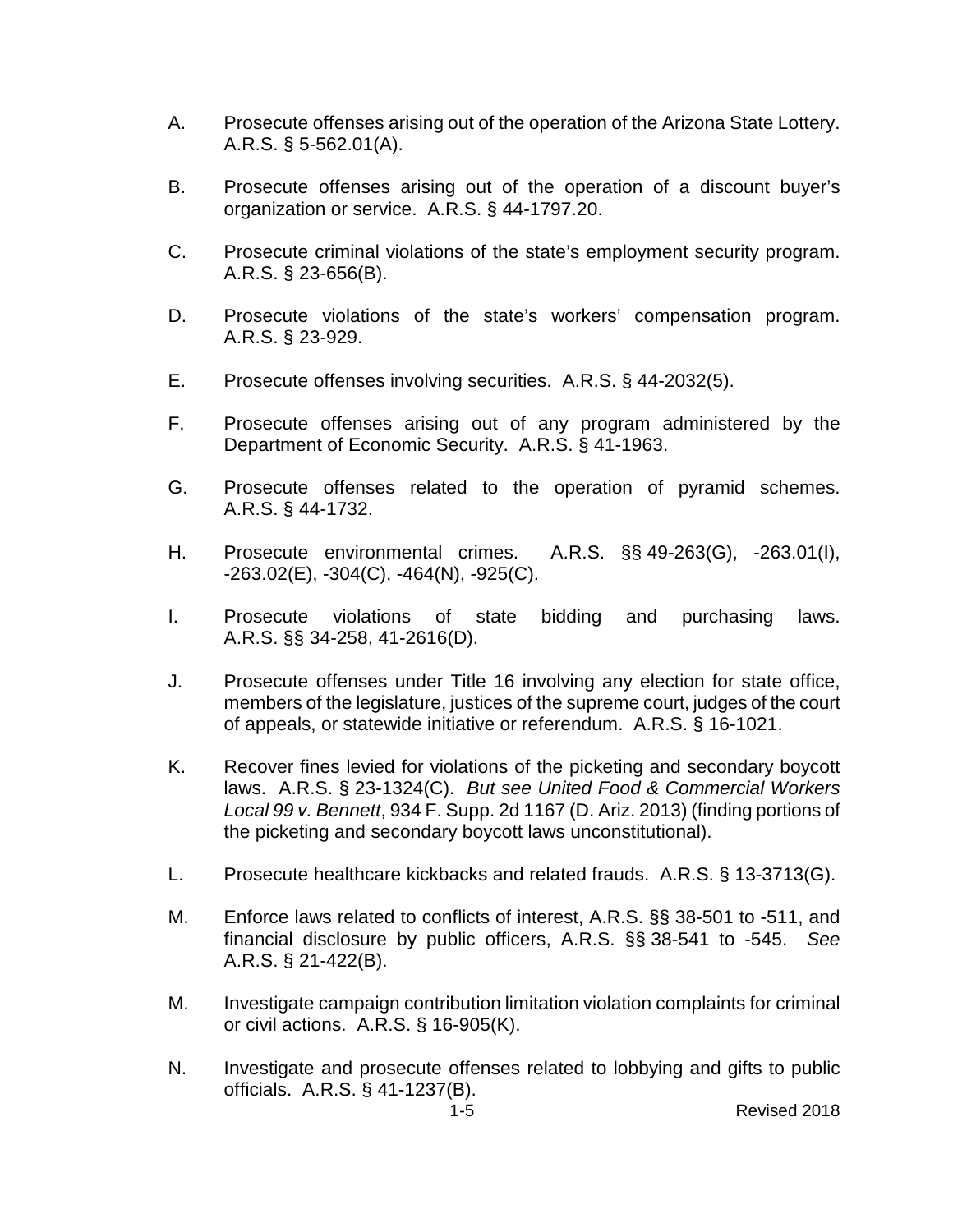A. Prosecute offenses arising out of the operation of the Arizona State Lottery. A.R.S. § 5-562.01(A).

B. Prosecute offenses arising out of the operation of a discount buyer's organization or service. A.R.S. § 44-1797.20.

C. Prosecute criminal violations of the state's employment security program. A.R.S. § 23-656(B).

D. Prosecute violations of the state's workers' compensation program. A.R.S. § 23-929.

E. Prosecute offenses involving securities. A.R.S. § 44-2032(5).

F. Prosecute offenses arising out of any program administered by the Department of Economic Security. A.R.S. § 41-1963.

G. Prosecute offenses related to the operation of pyramid schemes. A.R.S. § 44-1732.

H. Prosecute environmental crimes. A.R.S. §§ 49-263(G), -263.01(I), -263.02(E), -304(C), -464(N), -925(C).

I. Prosecute violations of state bidding and purchasing laws. A.R.S. §§ 34-258, 41-2616(D).

J. Prosecute offenses under Title 16 involving any election for state office, members of the legislature, justices of the supreme court, judges of the court of appeals, or statewide initiative or referendum. A.R.S. § 16-1021.

K. Recover fines levied for violations of the picketing and secondary boycott laws. A.R.S. § 23-1324(C). *But see United Food & Commercial Workers Local 99 v. Bennett*, 934 F. Supp. 2d 1167 (D. Ariz. 2013) (finding portions of the picketing and secondary boycott laws unconstitutional).

L. Prosecute healthcare kickbacks and related frauds. A.R.S. § 13-3713(G).

M. Enforce laws related to conflicts of interest, A.R.S. §§ 38-501 to -511, and financial disclosure by public officers, A.R.S. §§ 38-541 to -545. *See* A.R.S. § 21-422(B).

M. Investigate campaign contribution limitation violation complaints for criminal or civil actions. A.R.S. § 16-905(K).

N. Investigate and prosecute offenses related to lobbying and gifts to public officials. A.R.S. § 41-1237(B).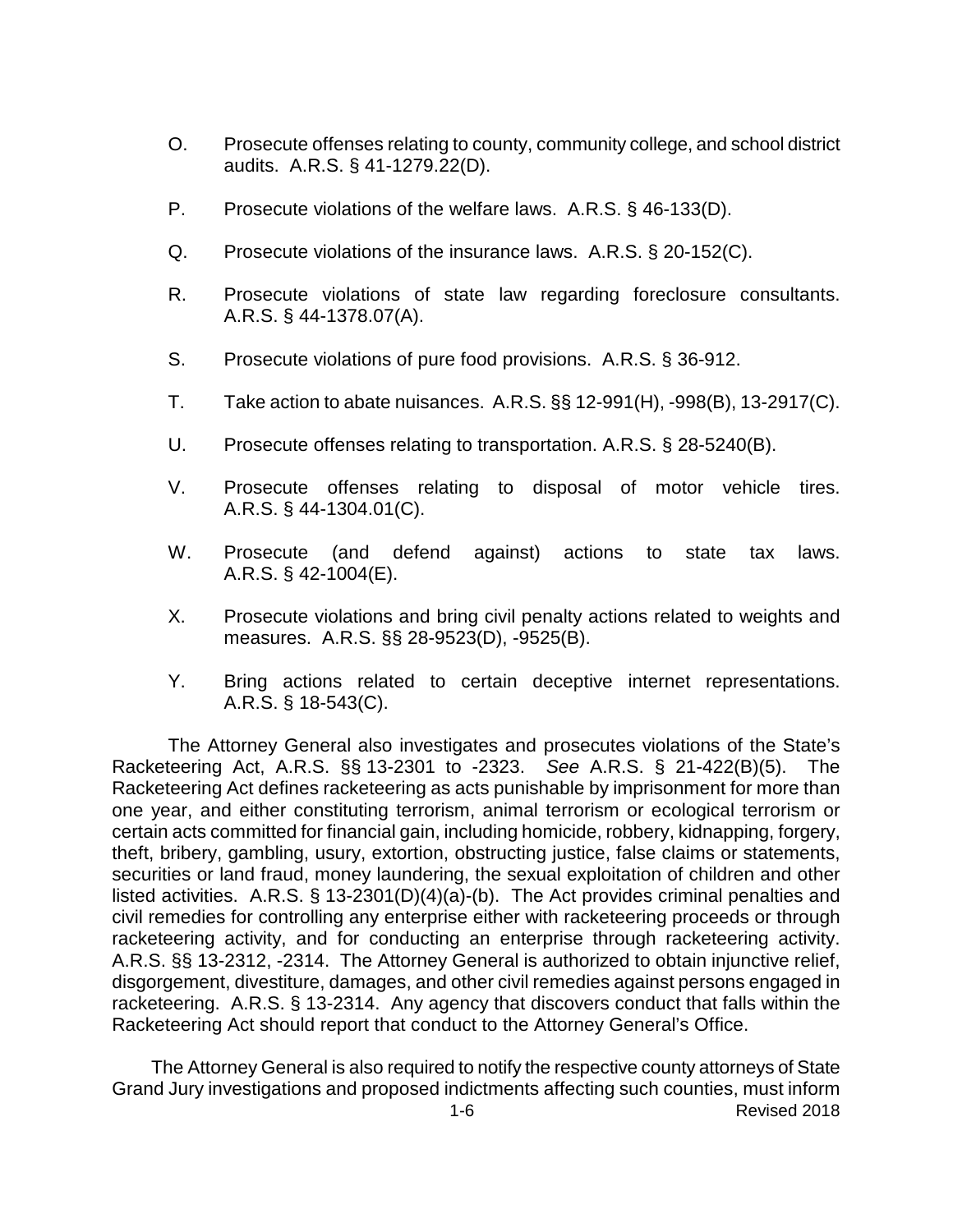O. Prosecute offenses relating to county, community college, and school district audits. A.R.S. § 41-1279.22(D).

P. Prosecute violations of the welfare laws. A.R.S. § 46-133(D).

Q. Prosecute violations of the insurance laws. A.R.S. § 20-152(C).

R. Prosecute violations of state law regarding foreclosure consultants. A.R.S. § 44-1378.07(A).

S. Prosecute violations of pure food provisions. A.R.S. § 36-912.

T. Take action to abate nuisances. A.R.S. §§ 12-991(H), -998(B), 13-2917(C).

U. Prosecute offenses relating to transportation. A.R.S. § 28-5240(B).

V. Prosecute offenses relating to disposal of motor vehicle tires. A.R.S. § 44-1304.01(C).

W. Prosecute (and defend against) actions to state tax laws. A.R.S. § 42-1004(E).

X. Prosecute violations and bring civil penalty actions related to weights and measures. A.R.S. §§ 28-9523(D), -9525(B).

Y. Bring actions related to certain deceptive internet representations. A.R.S. § 18-543(C).

The Attorney General also investigates and prosecutes violations of the State's Racketeering Act, A.R.S. §§ 13-2301 to -2323. *See* A.R.S. § 21-422(B)(5). The Racketeering Act defines racketeering as acts punishable by imprisonment for more than one year, and either constituting terrorism, animal terrorism or ecological terrorism or certain acts committed for financial gain, including homicide, robbery, kidnapping, forgery, theft, bribery, gambling, usury, extortion, obstructing justice, false claims or statements, securities or land fraud, money laundering, the sexual exploitation of children and other listed activities. A.R.S. § 13-2301(D)(4)(a)-(b). The Act provides criminal penalties and civil remedies for controlling any enterprise either with racketeering proceeds or through racketeering activity, and for conducting an enterprise through racketeering activity. A.R.S. §§ 13-2312, -2314. The Attorney General is authorized to obtain injunctive relief, disgorgement, divestiture, damages, and other civil remedies against persons engaged in racketeering. A.R.S. § 13-2314. Any agency that discovers conduct that falls within the Racketeering Act should report that conduct to the Attorney General's Office.

The Attorney General is also required to notify the respective county attorneys of State Grand Jury investigations and proposed indictments affecting such counties, must inform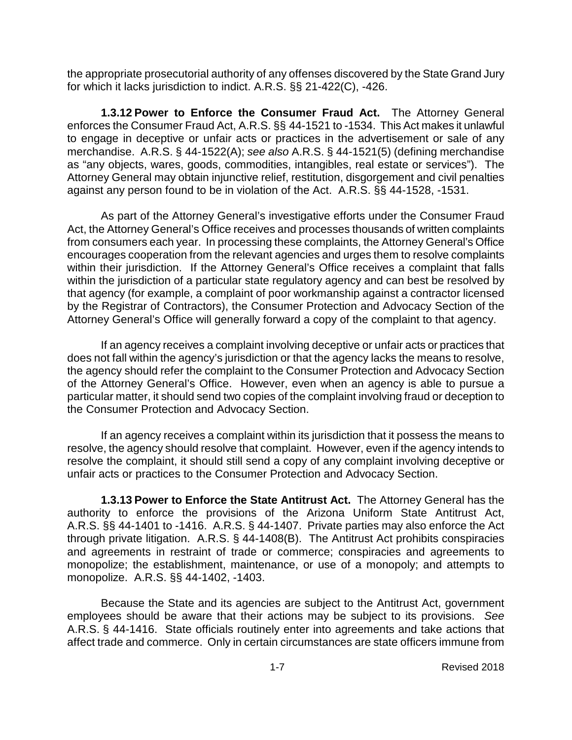the appropriate prosecutorial authority of any offenses discovered by the State Grand Jury for which it lacks jurisdiction to indict. A.R.S. §§ 21-422(C), -426.

**1.3.12 Power to Enforce the Consumer Fraud Act.** The Attorney General enforces the Consumer Fraud Act, A.R.S. §§ 44-1521 to -1534. This Act makes it unlawful to engage in deceptive or unfair acts or practices in the advertisement or sale of any merchandise. A.R.S. § 44-1522(A); *see also* A.R.S. § 44-1521(5) (defining merchandise as "any objects, wares, goods, commodities, intangibles, real estate or services"). The Attorney General may obtain injunctive relief, restitution, disgorgement and civil penalties against any person found to be in violation of the Act. A.R.S. §§ 44-1528, -1531.

As part of the Attorney General's investigative efforts under the Consumer Fraud Act, the Attorney General's Office receives and processes thousands of written complaints from consumers each year. In processing these complaints, the Attorney General's Office encourages cooperation from the relevant agencies and urges them to resolve complaints within their jurisdiction. If the Attorney General's Office receives a complaint that falls within the jurisdiction of a particular state regulatory agency and can best be resolved by that agency (for example, a complaint of poor workmanship against a contractor licensed by the Registrar of Contractors), the Consumer Protection and Advocacy Section of the Attorney General's Office will generally forward a copy of the complaint to that agency.

If an agency receives a complaint involving deceptive or unfair acts or practices that does not fall within the agency's jurisdiction or that the agency lacks the means to resolve, the agency should refer the complaint to the Consumer Protection and Advocacy Section of the Attorney General's Office. However, even when an agency is able to pursue a particular matter, it should send two copies of the complaint involving fraud or deception to the Consumer Protection and Advocacy Section.

If an agency receives a complaint within its jurisdiction that it possess the means to resolve, the agency should resolve that complaint. However, even if the agency intends to resolve the complaint, it should still send a copy of any complaint involving deceptive or unfair acts or practices to the Consumer Protection and Advocacy Section.

**1.3.13 Power to Enforce the State Antitrust Act.** The Attorney General has the authority to enforce the provisions of the Arizona Uniform State Antitrust Act, A.R.S. §§ 44-1401 to -1416. A.R.S. § 44-1407. Private parties may also enforce the Act through private litigation. A.R.S. § 44-1408(B). The Antitrust Act prohibits conspiracies and agreements in restraint of trade or commerce; conspiracies and agreements to monopolize; the establishment, maintenance, or use of a monopoly; and attempts to monopolize. A.R.S. §§ 44-1402, -1403.

Because the State and its agencies are subject to the Antitrust Act, government employees should be aware that their actions may be subject to its provisions. *See* A.R.S. § 44-1416. State officials routinely enter into agreements and take actions that affect trade and commerce. Only in certain circumstances are state officers immune from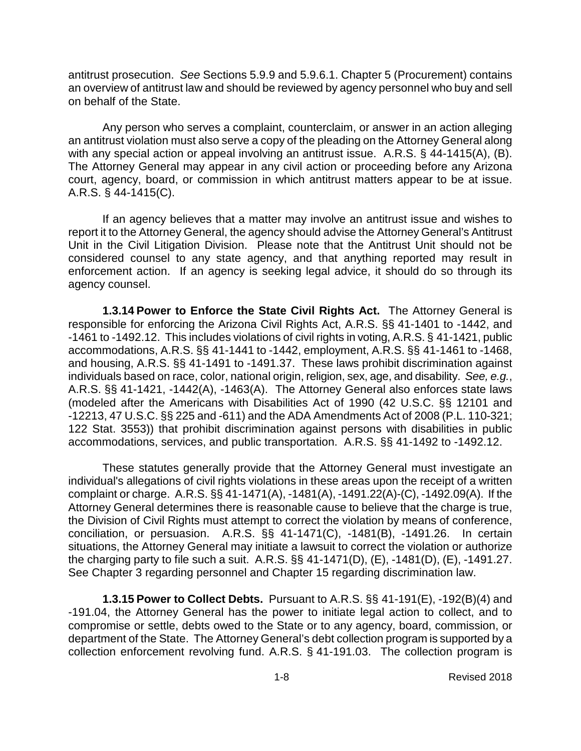antitrust prosecution. *See* Sections 5.9.9 and 5.9.6.1. Chapter 5 (Procurement) contains an overview of antitrust law and should be reviewed by agency personnel who buy and sell on behalf of the State.

Any person who serves a complaint, counterclaim, or answer in an action alleging an antitrust violation must also serve a copy of the pleading on the Attorney General along with any special action or appeal involving an antitrust issue. A.R.S. § 44-1415(A), (B). The Attorney General may appear in any civil action or proceeding before any Arizona court, agency, board, or commission in which antitrust matters appear to be at issue. A.R.S. § 44-1415(C).

If an agency believes that a matter may involve an antitrust issue and wishes to report it to the Attorney General, the agency should advise the Attorney General's Antitrust Unit in the Civil Litigation Division. Please note that the Antitrust Unit should not be considered counsel to any state agency, and that anything reported may result in enforcement action. If an agency is seeking legal advice, it should do so through its agency counsel.

**1.3.14 Power to Enforce the State Civil Rights Act.** The Attorney General is responsible for enforcing the Arizona Civil Rights Act, A.R.S. §§ 41-1401 to -1442, and -1461 to -1492.12. This includes violations of civil rights in voting, A.R.S. § 41-1421, public accommodations, A.R.S. §§ 41-1441 to -1442, employment, A.R.S. §§ 41-1461 to -1468, and housing, A.R.S. §§ 41-1491 to -1491.37. These laws prohibit discrimination against individuals based on race, color, national origin, religion, sex, age, and disability. *See, e.g.*, A.R.S. §§ 41-1421, -1442(A), -1463(A). The Attorney General also enforces state laws (modeled after the Americans with Disabilities Act of 1990 (42 U.S.C. §§ 12101 and -12213, 47 U.S.C. §§ 225 and -611) and the ADA Amendments Act of 2008 (P.L. 110-321; 122 Stat. 3553)) that prohibit discrimination against persons with disabilities in public accommodations, services, and public transportation. A.R.S. §§ 41-1492 to -1492.12.

These statutes generally provide that the Attorney General must investigate an individual's allegations of civil rights violations in these areas upon the receipt of a written complaint or charge. A.R.S. §§ 41-1471(A), -1481(A), -1491.22(A)-(C), -1492.09(A). If the Attorney General determines there is reasonable cause to believe that the charge is true, the Division of Civil Rights must attempt to correct the violation by means of conference, conciliation, or persuasion. A.R.S. §§ 41-1471(C), -1481(B), -1491.26. In certain situations, the Attorney General may initiate a lawsuit to correct the violation or authorize the charging party to file such a suit. A.R.S. §§ 41-1471(D), (E), -1481(D), (E), -1491.27. See Chapter 3 regarding personnel and Chapter 15 regarding discrimination law.

**1.3.15 Power to Collect Debts.** Pursuant to A.R.S. §§ 41-191(E), -192(B)(4) and -191.04, the Attorney General has the power to initiate legal action to collect, and to compromise or settle, debts owed to the State or to any agency, board, commission, or department of the State. The Attorney General's debt collection program is supported by a collection enforcement revolving fund. A.R.S. § 41-191.03. The collection program is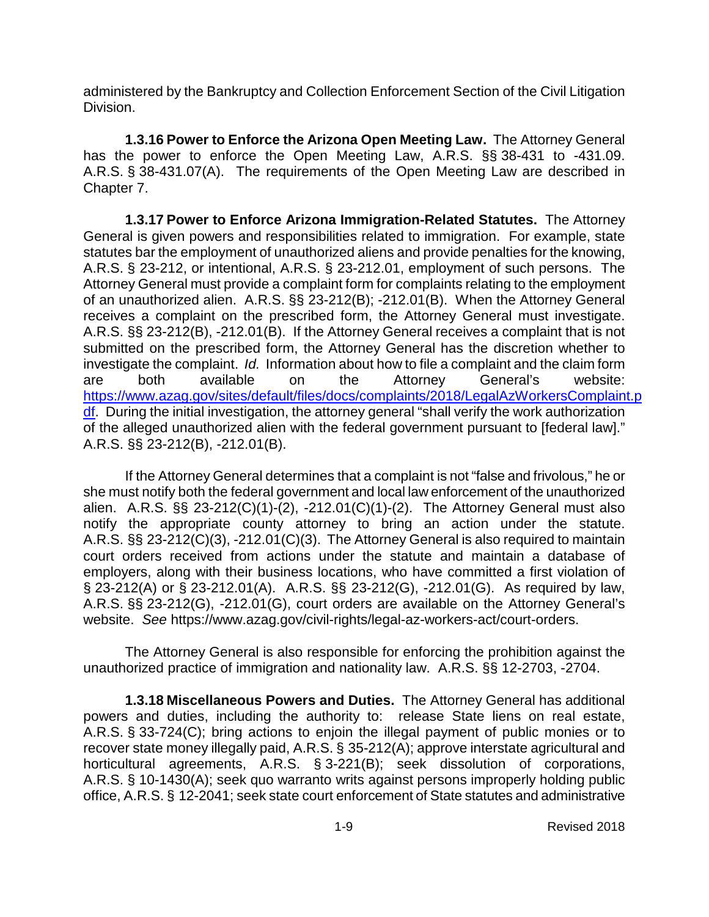administered by the Bankruptcy and Collection Enforcement Section of the Civil Litigation Division.

**1.3.16 Power to Enforce the Arizona Open Meeting Law.** The Attorney General has the power to enforce the Open Meeting Law, A.R.S. §§ 38-431 to -431.09. A.R.S. § 38-431.07(A). The requirements of the Open Meeting Law are described in Chapter 7.

**1.3.17 Power to Enforce Arizona Immigration-Related Statutes.** The Attorney General is given powers and responsibilities related to immigration. For example, state statutes bar the employment of unauthorized aliens and provide penalties for the knowing, A.R.S. § 23-212, or intentional, A.R.S. § 23-212.01, employment of such persons. The Attorney General must provide a complaint form for complaints relating to the employment of an unauthorized alien. A.R.S. §§ 23-212(B); -212.01(B). When the Attorney General receives a complaint on the prescribed form, the Attorney General must investigate. A.R.S. §§ 23-212(B), -212.01(B). If the Attorney General receives a complaint that is not submitted on the prescribed form, the Attorney General has the discretion whether to investigate the complaint. *Id.* Information about how to file a complaint and the claim form are both available on the Attorney General's website: https://www.azag.gov/sites/default/files/docs/complaints/2018/LegalAzWorkersComplaint.pdf. During the initial investigation, the attorney general "shall verify the work authorization of the alleged unauthorized alien with the federal government pursuant to [federal law]." A.R.S. §§ 23-212(B), -212.01(B).

If the Attorney General determines that a complaint is not "false and frivolous," he or she must notify both the federal government and local law enforcement of the unauthorized alien. A.R.S. §§ 23-212(C)(1)-(2), -212.01(C)(1)-(2). The Attorney General must also notify the appropriate county attorney to bring an action under the statute. A.R.S. §§ 23-212(C)(3), -212.01(C)(3). The Attorney General is also required to maintain court orders received from actions under the statute and maintain a database of employers, along with their business locations, who have committed a first violation of § 23-212(A) or § 23-212.01(A). A.R.S. §§ 23-212(G), -212.01(G). As required by law, A.R.S. §§ 23-212(G), -212.01(G), court orders are available on the Attorney General's website. *See* https://www.azag.gov/civil-rights/legal-az-workers-act/court-orders.

The Attorney General is also responsible for enforcing the prohibition against the unauthorized practice of immigration and nationality law. A.R.S. §§ 12-2703, -2704.

**1.3.18 Miscellaneous Powers and Duties.** The Attorney General has additional powers and duties, including the authority to: release State liens on real estate, A.R.S. § 33-724(C); bring actions to enjoin the illegal payment of public monies or to recover state money illegally paid, A.R.S. § 35-212(A); approve interstate agricultural and horticultural agreements, A.R.S. § 3-221(B); seek dissolution of corporations, A.R.S. § 10-1430(A); seek quo warranto writs against persons improperly holding public office, A.R.S. § 12-2041; seek state court enforcement of State statutes and administrative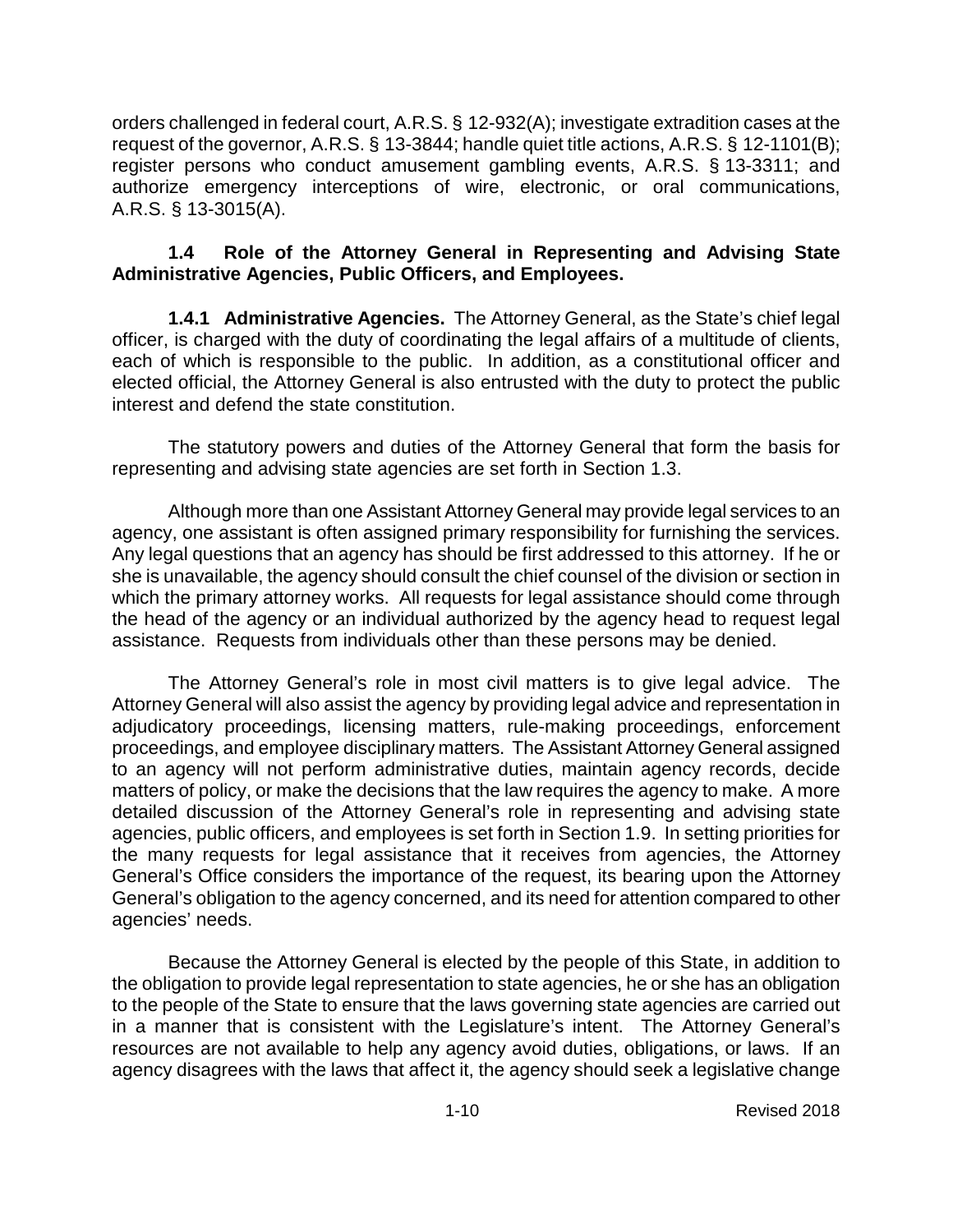orders challenged in federal court, A.R.S. § 12-932(A); investigate extradition cases at the request of the governor, A.R.S. § 13-3844; handle quiet title actions, A.R.S. § 12-1101(B); register persons who conduct amusement gambling events, A.R.S. § 13-3311; and authorize emergency interceptions of wire, electronic, or oral communications, A.R.S. § 13-3015(A).

### 1.4 Role of the Attorney General in Representing and Advising State Administrative Agencies, Public Officers, and Employees.

**1.4.1 Administrative Agencies.** The Attorney General, as the State's chief legal officer, is charged with the duty of coordinating the legal affairs of a multitude of clients, each of which is responsible to the public. In addition, as a constitutional officer and elected official, the Attorney General is also entrusted with the duty to protect the public interest and defend the state constitution.

The statutory powers and duties of the Attorney General that form the basis for representing and advising state agencies are set forth in Section 1.3.

Although more than one Assistant Attorney General may provide legal services to an agency, one assistant is often assigned primary responsibility for furnishing the services. Any legal questions that an agency has should be first addressed to this attorney. If he or she is unavailable, the agency should consult the chief counsel of the division or section in which the primary attorney works. All requests for legal assistance should come through the head of the agency or an individual authorized by the agency head to request legal assistance. Requests from individuals other than these persons may be denied.

The Attorney General's role in most civil matters is to give legal advice. The Attorney General will also assist the agency by providing legal advice and representation in adjudicatory proceedings, licensing matters, rule-making proceedings, enforcement proceedings, and employee disciplinary matters. The Assistant Attorney General assigned to an agency will not perform administrative duties, maintain agency records, decide matters of policy, or make the decisions that the law requires the agency to make. A more detailed discussion of the Attorney General's role in representing and advising state agencies, public officers, and employees is set forth in Section 1.9. In setting priorities for the many requests for legal assistance that it receives from agencies, the Attorney General's Office considers the importance of the request, its bearing upon the Attorney General's obligation to the agency concerned, and its need for attention compared to other agencies' needs.

Because the Attorney General is elected by the people of this State, in addition to the obligation to provide legal representation to state agencies, he or she has an obligation to the people of the State to ensure that the laws governing state agencies are carried out in a manner that is consistent with the Legislature's intent. The Attorney General's resources are not available to help any agency avoid duties, obligations, or laws. If an agency disagrees with the laws that affect it, the agency should seek a legislative change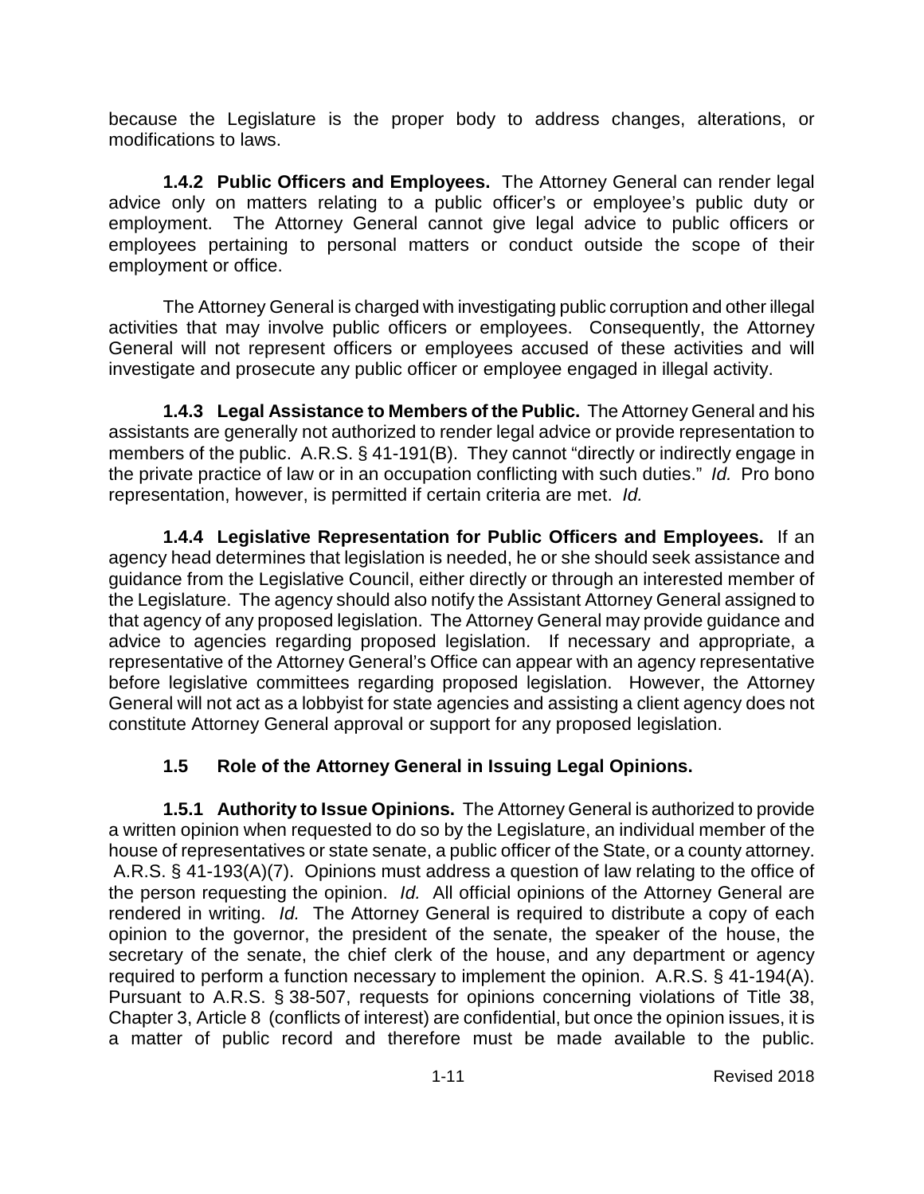because the Legislature is the proper body to address changes, alterations, or modifications to laws.

**1.4.2 Public Officers and Employees.** The Attorney General can render legal advice only on matters relating to a public officer's or employee's public duty or employment. The Attorney General cannot give legal advice to public officers or employees pertaining to personal matters or conduct outside the scope of their employment or office.

The Attorney General is charged with investigating public corruption and other illegal activities that may involve public officers or employees. Consequently, the Attorney General will not represent officers or employees accused of these activities and will investigate and prosecute any public officer or employee engaged in illegal activity.

**1.4.3 Legal Assistance to Members of the Public.** The Attorney General and his assistants are generally not authorized to render legal advice or provide representation to members of the public. A.R.S. § 41-191(B). They cannot "directly or indirectly engage in the private practice of law or in an occupation conflicting with such duties." *Id.* Pro bono representation, however, is permitted if certain criteria are met. *Id.*

**1.4.4 Legislative Representation for Public Officers and Employees.** If an agency head determines that legislation is needed, he or she should seek assistance and guidance from the Legislative Council, either directly or through an interested member of the Legislature. The agency should also notify the Assistant Attorney General assigned to that agency of any proposed legislation. The Attorney General may provide guidance and advice to agencies regarding proposed legislation. If necessary and appropriate, a representative of the Attorney General's Office can appear with an agency representative before legislative committees regarding proposed legislation. However, the Attorney General will not act as a lobbyist for state agencies and assisting a client agency does not constitute Attorney General approval or support for any proposed legislation.

## 1.5 Role of the Attorney General in Issuing Legal Opinions.

**1.5.1 Authority to Issue Opinions.** The Attorney General is authorized to provide a written opinion when requested to do so by the Legislature, an individual member of the house of representatives or state senate, a public officer of the State, or a county attorney. A.R.S. § 41-193(A)(7). Opinions must address a question of law relating to the office of the person requesting the opinion. *Id.* All official opinions of the Attorney General are rendered in writing. *Id.* The Attorney General is required to distribute a copy of each opinion to the governor, the president of the senate, the speaker of the house, the secretary of the senate, the chief clerk of the house, and any department or agency required to perform a function necessary to implement the opinion. A.R.S. § 41-194(A). Pursuant to A.R.S. § 38-507, requests for opinions concerning violations of Title 38, Chapter 3, Article 8 (conflicts of interest) are confidential, but once the opinion issues, it is a matter of public record and therefore must be made available to the public.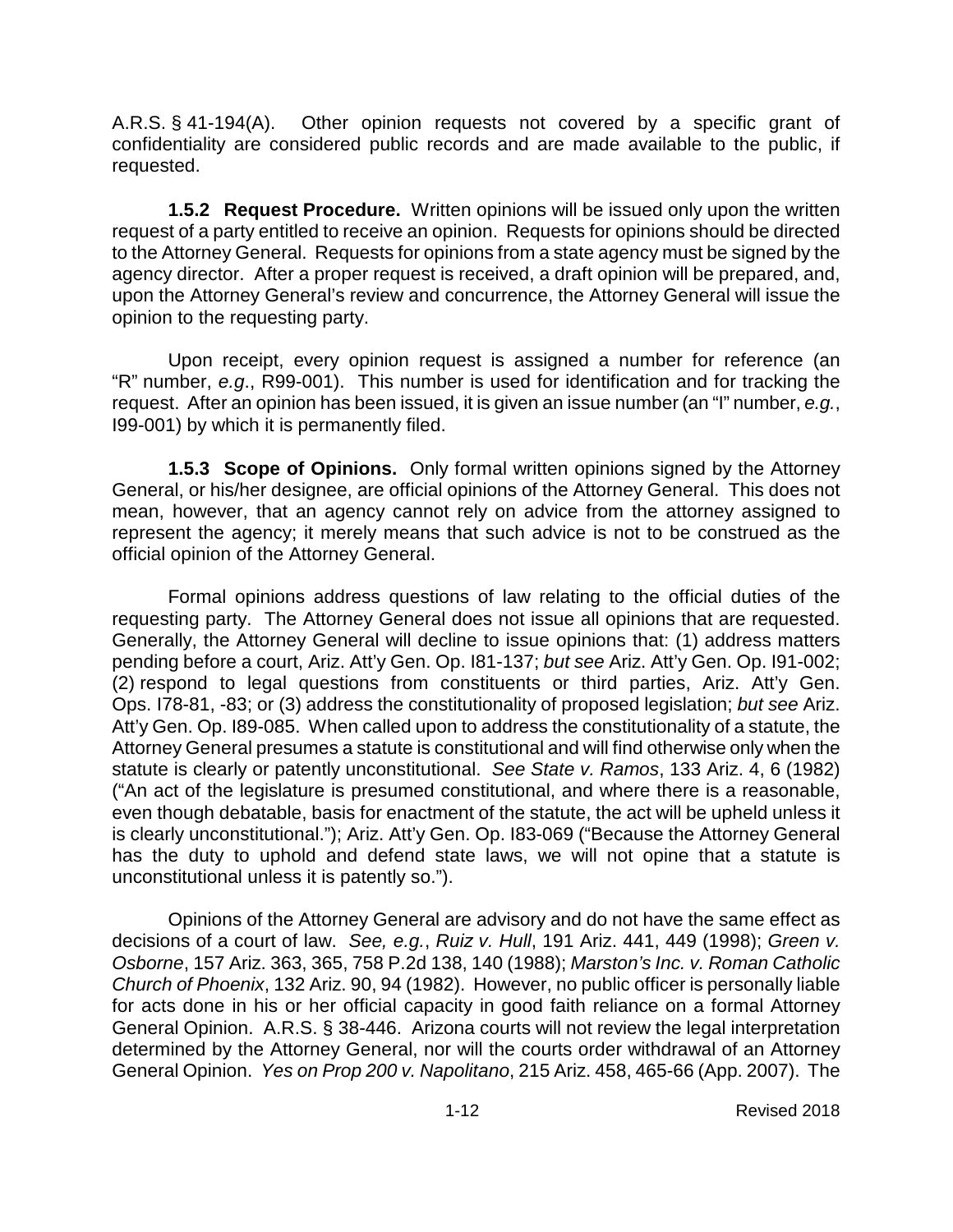A.R.S. § 41-194(A). Other opinion requests not covered by a specific grant of confidentiality are considered public records and are made available to the public, if requested.

**1.5.2 Request Procedure.** Written opinions will be issued only upon the written request of a party entitled to receive an opinion. Requests for opinions should be directed to the Attorney General. Requests for opinions from a state agency must be signed by the agency director. After a proper request is received, a draft opinion will be prepared, and, upon the Attorney General's review and concurrence, the Attorney General will issue the opinion to the requesting party.

Upon receipt, every opinion request is assigned a number for reference (an "R" number, *e.g*., R99-001). This number is used for identification and for tracking the request. After an opinion has been issued, it is given an issue number (an "I" number, *e.g.*, I99-001) by which it is permanently filed.

**1.5.3 Scope of Opinions.** Only formal written opinions signed by the Attorney General, or his/her designee, are official opinions of the Attorney General. This does not mean, however, that an agency cannot rely on advice from the attorney assigned to represent the agency; it merely means that such advice is not to be construed as the official opinion of the Attorney General.

Formal opinions address questions of law relating to the official duties of the requesting party. The Attorney General does not issue all opinions that are requested. Generally, the Attorney General will decline to issue opinions that: (1) address matters pending before a court, Ariz. Att'y Gen. Op. I81-137; *but see* Ariz. Att'y Gen. Op. I91-002; (2) respond to legal questions from constituents or third parties, Ariz. Att'y Gen. Ops. I78-81, -83; or (3) address the constitutionality of proposed legislation; *but see* Ariz. Att'y Gen. Op. I89-085. When called upon to address the constitutionality of a statute, the Attorney General presumes a statute is constitutional and will find otherwise only when the statute is clearly or patently unconstitutional. *See State v. Ramos*, 133 Ariz. 4, 6 (1982) ("An act of the legislature is presumed constitutional, and where there is a reasonable, even though debatable, basis for enactment of the statute, the act will be upheld unless it is clearly unconstitutional."); Ariz. Att'y Gen. Op. I83-069 ("Because the Attorney General has the duty to uphold and defend state laws, we will not opine that a statute is unconstitutional unless it is patently so.").

Opinions of the Attorney General are advisory and do not have the same effect as decisions of a court of law. *See, e.g.*, *Ruiz v. Hull*, 191 Ariz. 441, 449 (1998); *Green v. Osborne*, 157 Ariz. 363, 365, 758 P.2d 138, 140 (1988); *Marston's Inc. v. Roman Catholic Church of Phoenix*, 132 Ariz. 90, 94 (1982). However, no public officer is personally liable for acts done in his or her official capacity in good faith reliance on a formal Attorney General Opinion. A.R.S. § 38-446. Arizona courts will not review the legal interpretation determined by the Attorney General, nor will the courts order withdrawal of an Attorney General Opinion. *Yes on Prop 200 v. Napolitano*, 215 Ariz. 458, 465-66 (App. 2007). The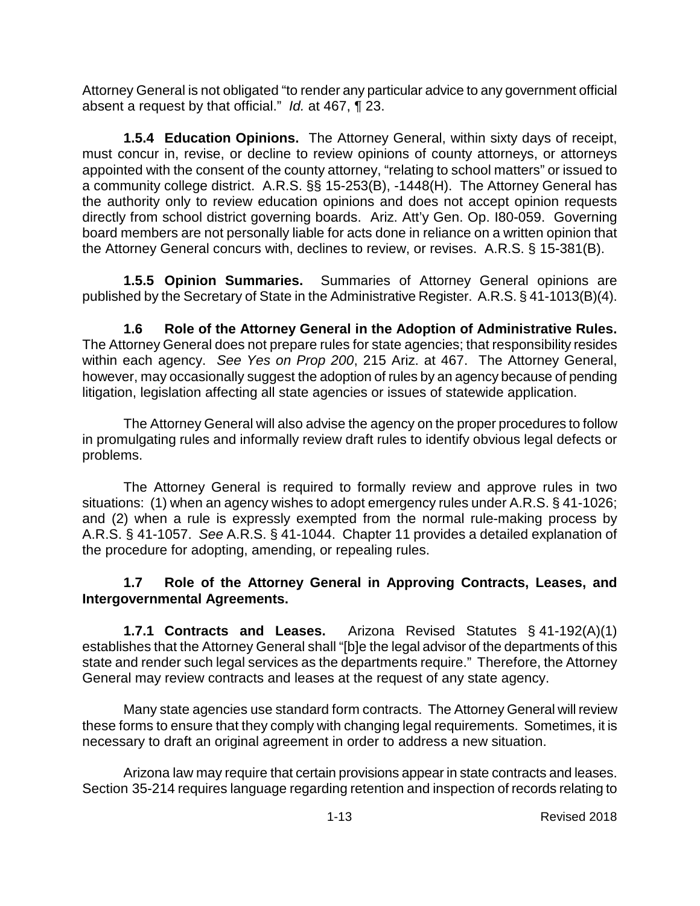Attorney General is not obligated "to render any particular advice to any government official absent a request by that official." *Id.* at 467, ¶ 23.

**1.5.4 Education Opinions.** The Attorney General, within sixty days of receipt, must concur in, revise, or decline to review opinions of county attorneys, or attorneys appointed with the consent of the county attorney, "relating to school matters" or issued to a community college district. A.R.S. §§ 15-253(B), -1448(H). The Attorney General has the authority only to review education opinions and does not accept opinion requests directly from school district governing boards. Ariz. Att'y Gen. Op. I80-059. Governing board members are not personally liable for acts done in reliance on a written opinion that the Attorney General concurs with, declines to review, or revises. A.R.S. § 15-381(B).

**1.5.5 Opinion Summaries.** Summaries of Attorney General opinions are published by the Secretary of State in the Administrative Register. A.R.S. § 41-1013(B)(4).

**1.6 Role of the Attorney General in the Adoption of Administrative Rules.** The Attorney General does not prepare rules for state agencies; that responsibility resides within each agency. *See Yes on Prop 200*, 215 Ariz. at 467. The Attorney General, however, may occasionally suggest the adoption of rules by an agency because of pending litigation, legislation affecting all state agencies or issues of statewide application.

The Attorney General will also advise the agency on the proper procedures to follow in promulgating rules and informally review draft rules to identify obvious legal defects or problems.

The Attorney General is required to formally review and approve rules in two situations: (1) when an agency wishes to adopt emergency rules under A.R.S. § 41-1026; and (2) when a rule is expressly exempted from the normal rule-making process by A.R.S. § 41-1057. *See* A.R.S. § 41-1044. Chapter 11 provides a detailed explanation of the procedure for adopting, amending, or repealing rules.

### 1.7 Role of the Attorney General in Approving Contracts, Leases, and Intergovernmental Agreements.

**1.7.1 Contracts and Leases.** Arizona Revised Statutes § 41-192(A)(1) establishes that the Attorney General shall "[b]e the legal advisor of the departments of this state and render such legal services as the departments require." Therefore, the Attorney General may review contracts and leases at the request of any state agency.

Many state agencies use standard form contracts. The Attorney General will review these forms to ensure that they comply with changing legal requirements. Sometimes, it is necessary to draft an original agreement in order to address a new situation.

Arizona law may require that certain provisions appear in state contracts and leases. Section 35-214 requires language regarding retention and inspection of records relating to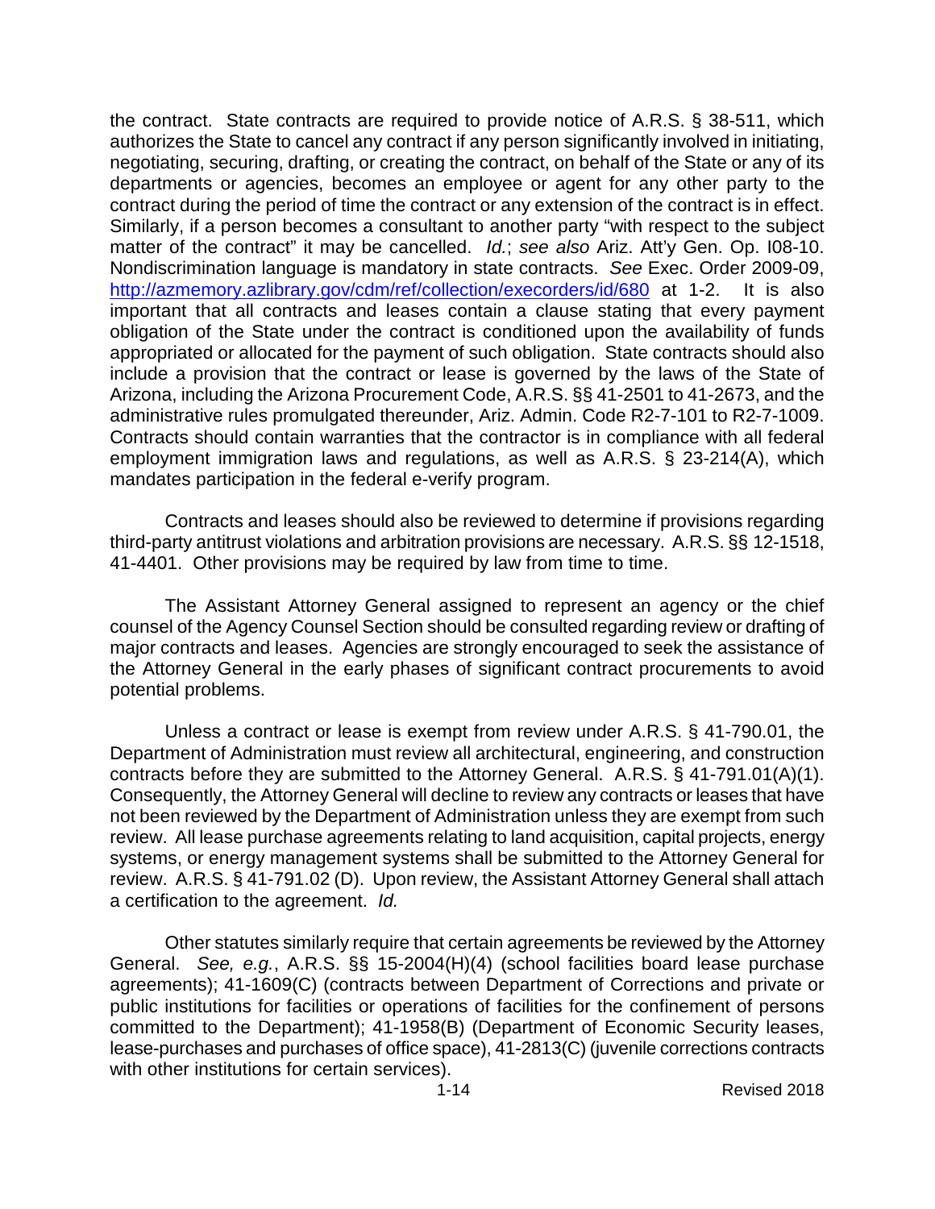the contract. State contracts are required to provide notice of A.R.S. § 38-511, which authorizes the State to cancel any contract if any person significantly involved in initiating, negotiating, securing, drafting, or creating the contract, on behalf of the State or any of its departments or agencies, becomes an employee or agent for any other party to the contract during the period of time the contract or any extension of the contract is in effect. Similarly, if a person becomes a consultant to another party "with respect to the subject matter of the contract" it may be cancelled. *Id.*; *see also* Ariz. Att'y Gen. Op. I08-10. Nondiscrimination language is mandatory in state contracts. *See* Exec. Order 2009-09, [http://azmemory.azlibrary.gov/cdm/ref/collection/execorders/id/680](http://azmemory.azlibrary.gov/cdm/ref/collection/execorders/id/680) at 1-2. It is also important that all contracts and leases contain a clause stating that every payment obligation of the State under the contract is conditioned upon the availability of funds appropriated or allocated for the payment of such obligation. State contracts should also include a provision that the contract or lease is governed by the laws of the State of Arizona, including the Arizona Procurement Code, A.R.S. §§ 41-2501 to 41-2673, and the administrative rules promulgated thereunder, Ariz. Admin. Code R2-7-101 to R2-7-1009. Contracts should contain warranties that the contractor is in compliance with all federal employment immigration laws and regulations, as well as A.R.S. § 23-214(A), which mandates participation in the federal e-verify program.

Contracts and leases should also be reviewed to determine if provisions regarding third-party antitrust violations and arbitration provisions are necessary. A.R.S. §§ 12-1518, 41-4401. Other provisions may be required by law from time to time.

The Assistant Attorney General assigned to represent an agency or the chief counsel of the Agency Counsel Section should be consulted regarding review or drafting of major contracts and leases. Agencies are strongly encouraged to seek the assistance of the Attorney General in the early phases of significant contract procurements to avoid potential problems.

Unless a contract or lease is exempt from review under A.R.S. § 41-790.01, the Department of Administration must review all architectural, engineering, and construction contracts before they are submitted to the Attorney General. A.R.S. § 41-791.01(A)(1). Consequently, the Attorney General will decline to review any contracts or leases that have not been reviewed by the Department of Administration unless they are exempt from such review. All lease purchase agreements relating to land acquisition, capital projects, energy systems, or energy management systems shall be submitted to the Attorney General for review. A.R.S. § 41-791.02 (D). Upon review, the Assistant Attorney General shall attach a certification to the agreement. *Id.*

Other statutes similarly require that certain agreements be reviewed by the Attorney General. *See, e.g.*, A.R.S. §§ 15-2004(H)(4) (school facilities board lease purchase agreements); 41-1609(C) (contracts between Department of Corrections and private or public institutions for facilities or operations of facilities for the confinement of persons committed to the Department); 41-1958(B) (Department of Economic Security leases, lease-purchases and purchases of office space), 41-2813(C) (juvenile corrections contracts with other institutions for certain services).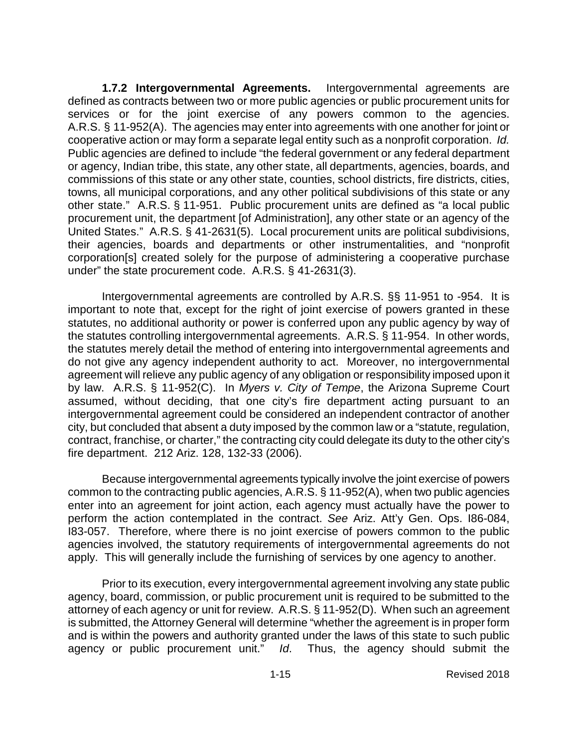**1.7.2 Intergovernmental Agreements.** Intergovernmental agreements are defined as contracts between two or more public agencies or public procurement units for services or for the joint exercise of any powers common to the agencies. A.R.S. § 11-952(A). The agencies may enter into agreements with one another for joint or cooperative action or may form a separate legal entity such as a nonprofit corporation. *Id.* Public agencies are defined to include "the federal government or any federal department or agency, Indian tribe, this state, any other state, all departments, agencies, boards, and commissions of this state or any other state, counties, school districts, fire districts, cities, towns, all municipal corporations, and any other political subdivisions of this state or any other state." A.R.S. § 11-951. Public procurement units are defined as "a local public procurement unit, the department [of Administration], any other state or an agency of the United States." A.R.S. § 41-2631(5). Local procurement units are political subdivisions, their agencies, boards and departments or other instrumentalities, and "nonprofit corporation[s] created solely for the purpose of administering a cooperative purchase under" the state procurement code. A.R.S. § 41-2631(3).

Intergovernmental agreements are controlled by A.R.S. §§ 11-951 to -954. It is important to note that, except for the right of joint exercise of powers granted in these statutes, no additional authority or power is conferred upon any public agency by way of the statutes controlling intergovernmental agreements. A.R.S. § 11-954. In other words, the statutes merely detail the method of entering into intergovernmental agreements and do not give any agency independent authority to act. Moreover, no intergovernmental agreement will relieve any public agency of any obligation or responsibility imposed upon it by law. A.R.S. § 11-952(C). In *Myers v. City of Tempe*, the Arizona Supreme Court assumed, without deciding, that one city's fire department acting pursuant to an intergovernmental agreement could be considered an independent contractor of another city, but concluded that absent a duty imposed by the common law or a "statute, regulation, contract, franchise, or charter," the contracting city could delegate its duty to the other city's fire department. 212 Ariz. 128, 132-33 (2006).

Because intergovernmental agreements typically involve the joint exercise of powers common to the contracting public agencies, A.R.S. § 11-952(A), when two public agencies enter into an agreement for joint action, each agency must actually have the power to perform the action contemplated in the contract. *See* Ariz. Att'y Gen. Ops. I86-084, I83-057. Therefore, where there is no joint exercise of powers common to the public agencies involved, the statutory requirements of intergovernmental agreements do not apply. This will generally include the furnishing of services by one agency to another.

Prior to its execution, every intergovernmental agreement involving any state public agency, board, commission, or public procurement unit is required to be submitted to the attorney of each agency or unit for review. A.R.S. § 11-952(D). When such an agreement is submitted, the Attorney General will determine "whether the agreement is in proper form and is within the powers and authority granted under the laws of this state to such public agency or public procurement unit." *Id*. Thus, the agency should submit the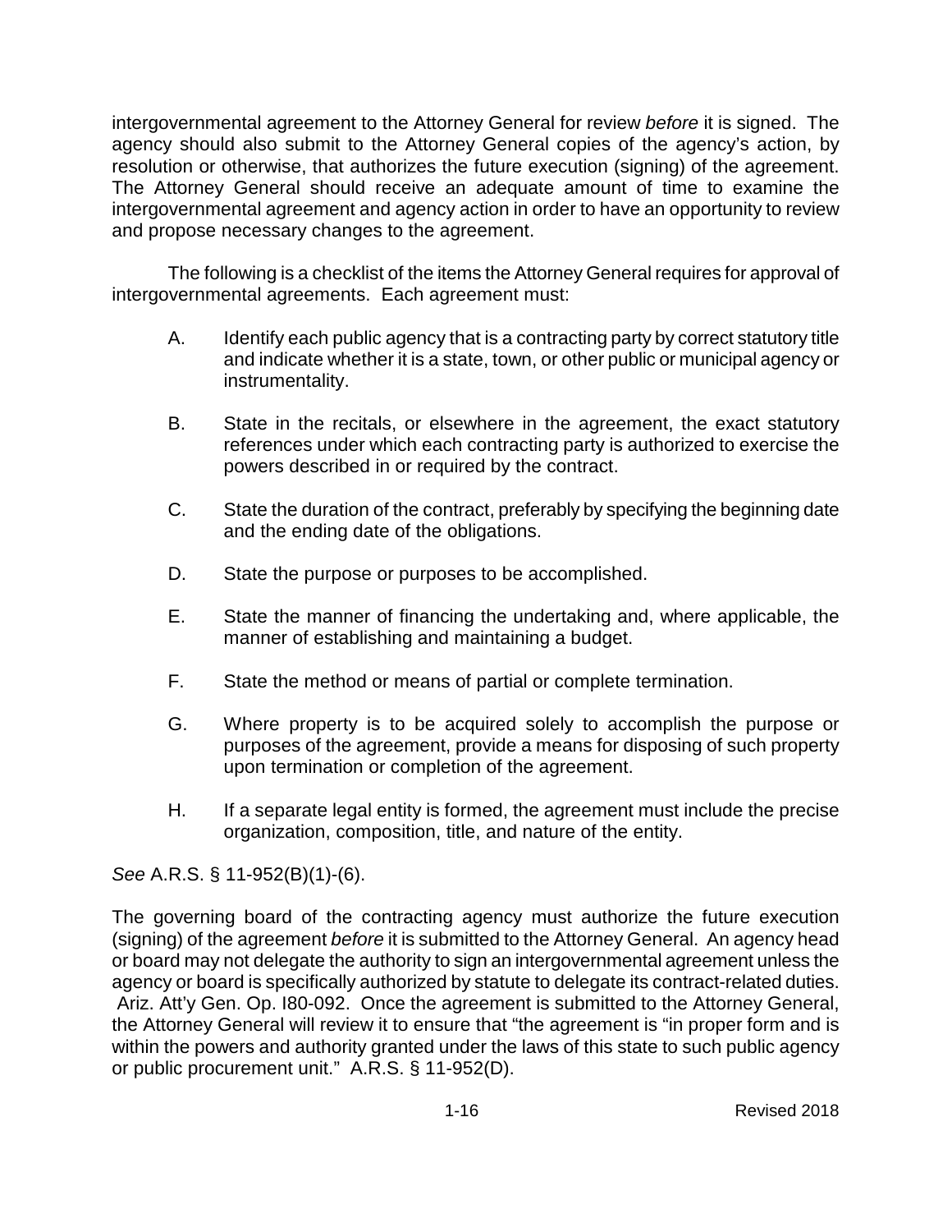intergovernmental agreement to the Attorney General for review *before* it is signed. The agency should also submit to the Attorney General copies of the agency's action, by resolution or otherwise, that authorizes the future execution (signing) of the agreement. The Attorney General should receive an adequate amount of time to examine the intergovernmental agreement and agency action in order to have an opportunity to review and propose necessary changes to the agreement.

The following is a checklist of the items the Attorney General requires for approval of intergovernmental agreements. Each agreement must:

A. Identify each public agency that is a contracting party by correct statutory title and indicate whether it is a state, town, or other public or municipal agency or instrumentality.

B. State in the recitals, or elsewhere in the agreement, the exact statutory references under which each contracting party is authorized to exercise the powers described in or required by the contract.

C. State the duration of the contract, preferably by specifying the beginning date and the ending date of the obligations.

D. State the purpose or purposes to be accomplished.

E. State the manner of financing the undertaking and, where applicable, the manner of establishing and maintaining a budget.

F. State the method or means of partial or complete termination.

G. Where property is to be acquired solely to accomplish the purpose or purposes of the agreement, provide a means for disposing of such property upon termination or completion of the agreement.

H. If a separate legal entity is formed, the agreement must include the precise organization, composition, title, and nature of the entity.

*See* A.R.S. § 11-952(B)(1)-(6).

The governing board of the contracting agency must authorize the future execution (signing) of the agreement *before* it is submitted to the Attorney General. An agency head or board may not delegate the authority to sign an intergovernmental agreement unless the agency or board is specifically authorized by statute to delegate its contract-related duties. Ariz. Att'y Gen. Op. I80-092. Once the agreement is submitted to the Attorney General, the Attorney General will review it to ensure that "the agreement is "in proper form and is within the powers and authority granted under the laws of this state to such public agency or public procurement unit." A.R.S. § 11-952(D).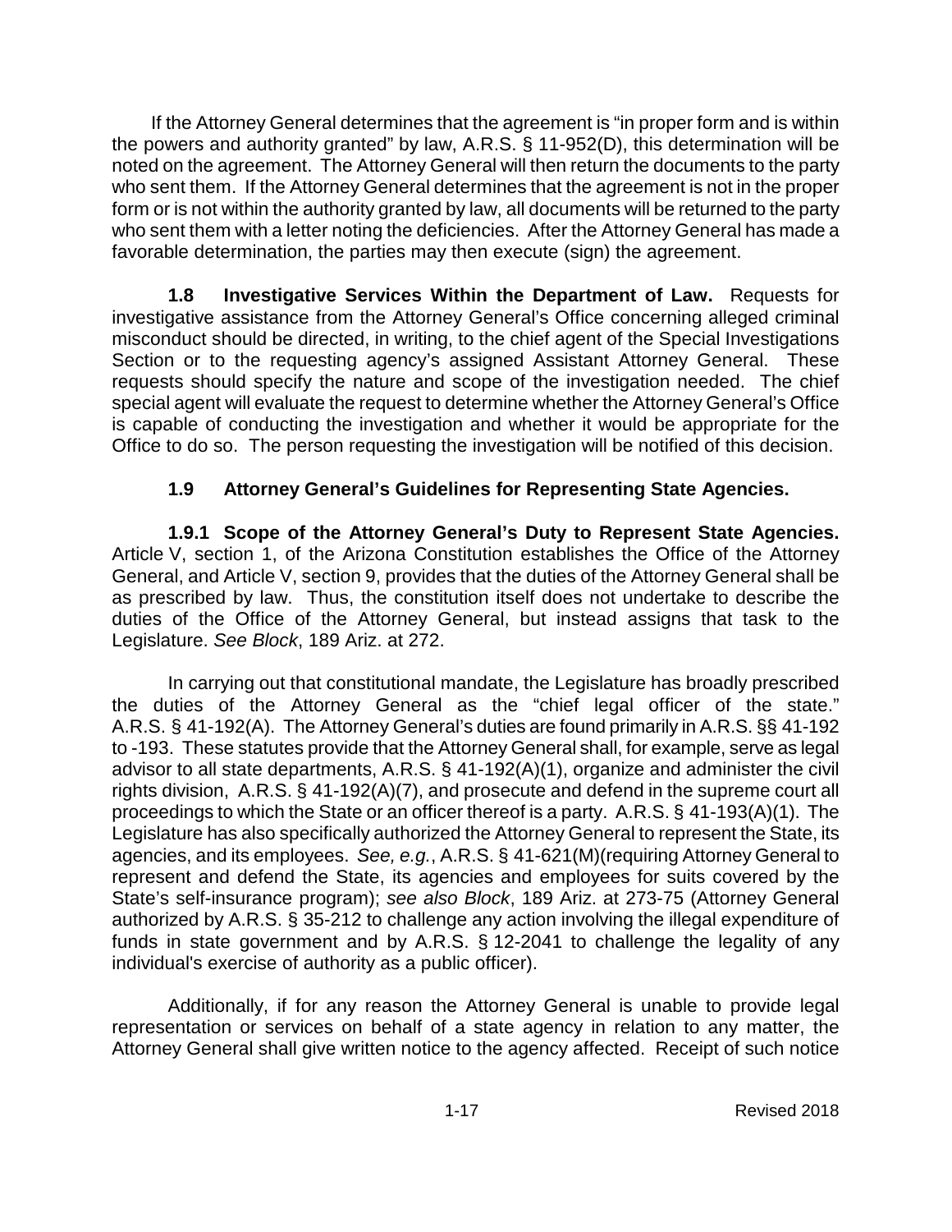If the Attorney General determines that the agreement is "in proper form and is within the powers and authority granted" by law, A.R.S. § 11-952(D), this determination will be noted on the agreement. The Attorney General will then return the documents to the party who sent them. If the Attorney General determines that the agreement is not in the proper form or is not within the authority granted by law, all documents will be returned to the party who sent them with a letter noting the deficiencies. After the Attorney General has made a favorable determination, the parties may then execute (sign) the agreement.

**1.8 Investigative Services Within the Department of Law.** Requests for investigative assistance from the Attorney General's Office concerning alleged criminal misconduct should be directed, in writing, to the chief agent of the Special Investigations Section or to the requesting agency's assigned Assistant Attorney General. These requests should specify the nature and scope of the investigation needed. The chief special agent will evaluate the request to determine whether the Attorney General's Office is capable of conducting the investigation and whether it would be appropriate for the Office to do so. The person requesting the investigation will be notified of this decision.

### 1.9 Attorney General's Guidelines for Representing State Agencies.

**1.9.1 Scope of the Attorney General's Duty to Represent State Agencies.** Article V, section 1, of the Arizona Constitution establishes the Office of the Attorney General, and Article V, section 9, provides that the duties of the Attorney General shall be as prescribed by law. Thus, the constitution itself does not undertake to describe the duties of the Office of the Attorney General, but instead assigns that task to the Legislature. *See Block*, 189 Ariz. at 272.

In carrying out that constitutional mandate, the Legislature has broadly prescribed the duties of the Attorney General as the "chief legal officer of the state." A.R.S. § 41-192(A). The Attorney General's duties are found primarily in A.R.S. §§ 41-192 to -193. These statutes provide that the Attorney General shall, for example, serve as legal advisor to all state departments, A.R.S. § 41-192(A)(1), organize and administer the civil rights division, A.R.S. § 41-192(A)(7), and prosecute and defend in the supreme court all proceedings to which the State or an officer thereof is a party. A.R.S. § 41-193(A)(1). The Legislature has also specifically authorized the Attorney General to represent the State, its agencies, and its employees. *See, e.g.*, A.R.S. § 41-621(M)(requiring Attorney General to represent and defend the State, its agencies and employees for suits covered by the State's self-insurance program); *see also Block*, 189 Ariz. at 273-75 (Attorney General authorized by A.R.S. § 35-212 to challenge any action involving the illegal expenditure of funds in state government and by A.R.S. § 12-2041 to challenge the legality of any individual's exercise of authority as a public officer).

Additionally, if for any reason the Attorney General is unable to provide legal representation or services on behalf of a state agency in relation to any matter, the Attorney General shall give written notice to the agency affected. Receipt of such notice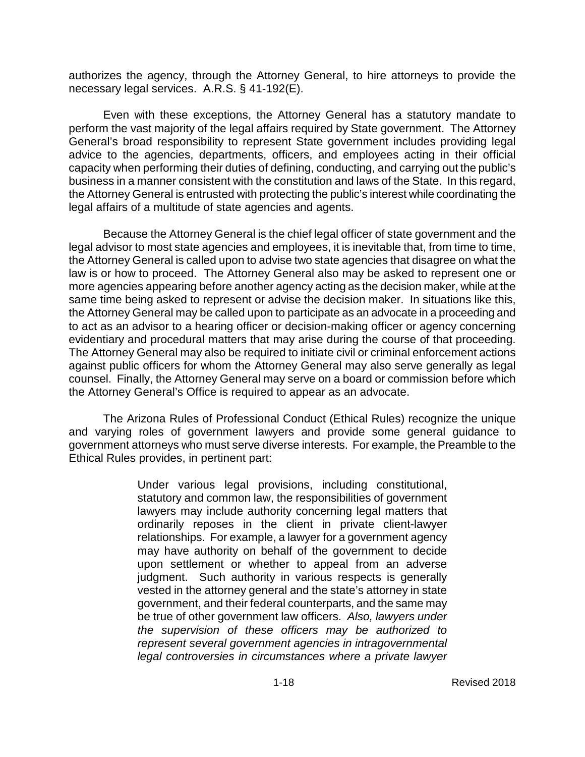authorizes the agency, through the Attorney General, to hire attorneys to provide the necessary legal services. A.R.S. § 41-192(E).

Even with these exceptions, the Attorney General has a statutory mandate to perform the vast majority of the legal affairs required by State government. The Attorney General's broad responsibility to represent State government includes providing legal advice to the agencies, departments, officers, and employees acting in their official capacity when performing their duties of defining, conducting, and carrying out the public's business in a manner consistent with the constitution and laws of the State. In this regard, the Attorney General is entrusted with protecting the public's interest while coordinating the legal affairs of a multitude of state agencies and agents.

Because the Attorney General is the chief legal officer of state government and the legal advisor to most state agencies and employees, it is inevitable that, from time to time, the Attorney General is called upon to advise two state agencies that disagree on what the law is or how to proceed. The Attorney General also may be asked to represent one or more agencies appearing before another agency acting as the decision maker, while at the same time being asked to represent or advise the decision maker. In situations like this, the Attorney General may be called upon to participate as an advocate in a proceeding and to act as an advisor to a hearing officer or decision-making officer or agency concerning evidentiary and procedural matters that may arise during the course of that proceeding. The Attorney General may also be required to initiate civil or criminal enforcement actions against public officers for whom the Attorney General may also serve generally as legal counsel. Finally, the Attorney General may serve on a board or commission before which the Attorney General's Office is required to appear as an advocate.

The Arizona Rules of Professional Conduct (Ethical Rules) recognize the unique and varying roles of government lawyers and provide some general guidance to government attorneys who must serve diverse interests. For example, the Preamble to the Ethical Rules provides, in pertinent part:

> Under various legal provisions, including constitutional, statutory and common law, the responsibilities of government lawyers may include authority concerning legal matters that ordinarily reposes in the client in private client-lawyer relationships. For example, a lawyer for a government agency may have authority on behalf of the government to decide upon settlement or whether to appeal from an adverse judgment. Such authority in various respects is generally vested in the attorney general and the state's attorney in state government, and their federal counterparts, and the same may be true of other government law officers. *Also, lawyers under the supervision of these officers may be authorized to represent several government agencies in intragovernmental legal controversies in circumstances where a private lawyer*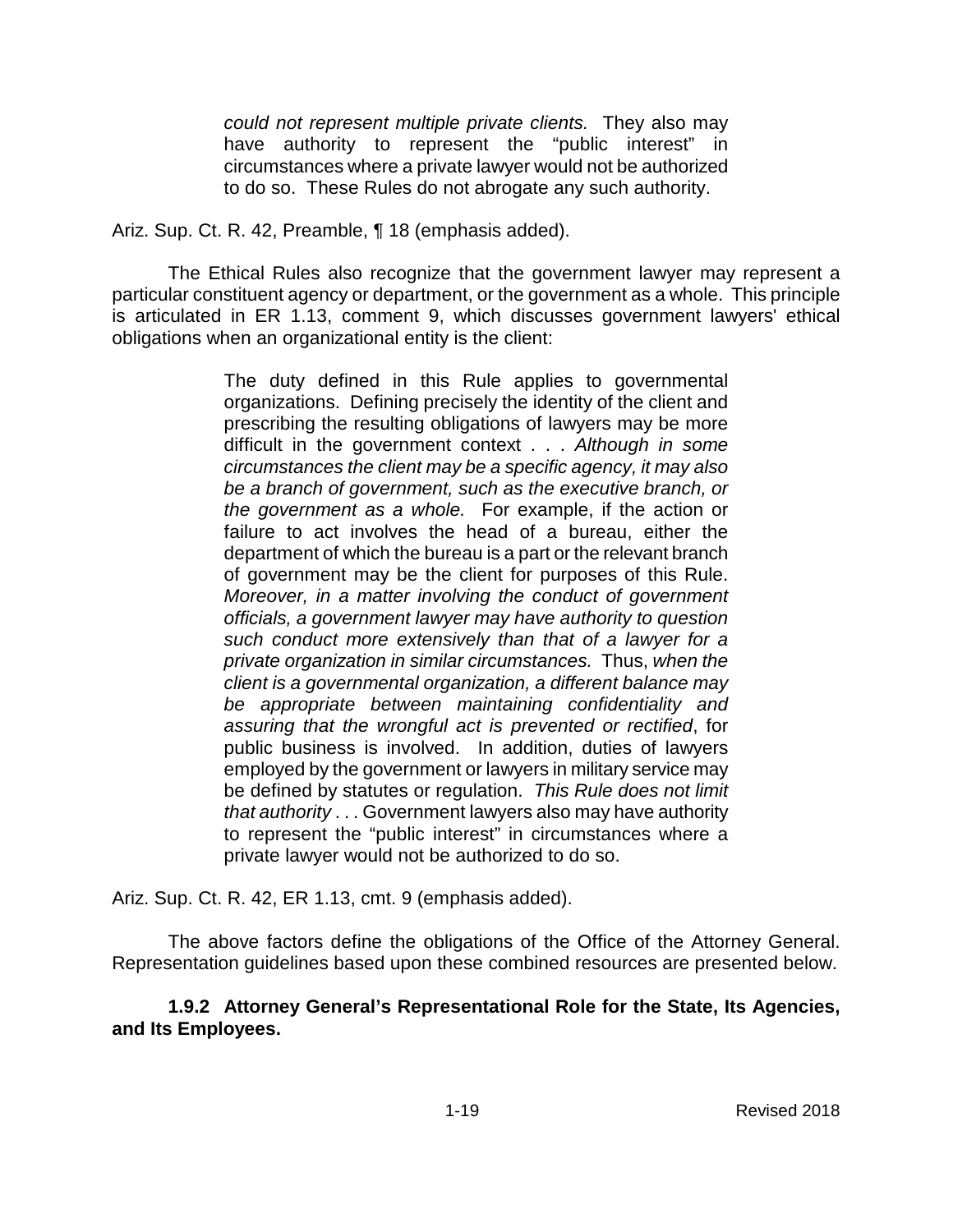> *could not represent multiple private clients.* They also may have authority to represent the "public interest" in circumstances where a private lawyer would not be authorized to do so. These Rules do not abrogate any such authority.

Ariz. Sup. Ct. R. 42, Preamble, ¶ 18 (emphasis added).

The Ethical Rules also recognize that the government lawyer may represent a particular constituent agency or department, or the government as a whole. This principle is articulated in ER 1.13, comment 9, which discusses government lawyers' ethical obligations when an organizational entity is the client:

> The duty defined in this Rule applies to governmental organizations. Defining precisely the identity of the client and prescribing the resulting obligations of lawyers may be more difficult in the government context . . . *Although in some circumstances the client may be a specific agency, it may also be a branch of government, such as the executive branch, or the government as a whole.* For example, if the action or failure to act involves the head of a bureau, either the department of which the bureau is a part or the relevant branch of government may be the client for purposes of this Rule. *Moreover, in a matter involving the conduct of government officials, a government lawyer may have authority to question such conduct more extensively than that of a lawyer for a private organization in similar circumstances.* Thus, *when the client is a governmental organization, a different balance may be appropriate between maintaining confidentiality and assuring that the wrongful act is prevented or rectified*, for public business is involved. In addition, duties of lawyers employed by the government or lawyers in military service may be defined by statutes or regulation. *This Rule does not limit that authority* . . . Government lawyers also may have authority to represent the "public interest" in circumstances where a private lawyer would not be authorized to do so.

Ariz. Sup. Ct. R. 42, ER 1.13, cmt. 9 (emphasis added).

The above factors define the obligations of the Office of the Attorney General. Representation guidelines based upon these combined resources are presented below.

### 1.9.2 Attorney General's Representational Role for the State, Its Agencies, and Its Employees.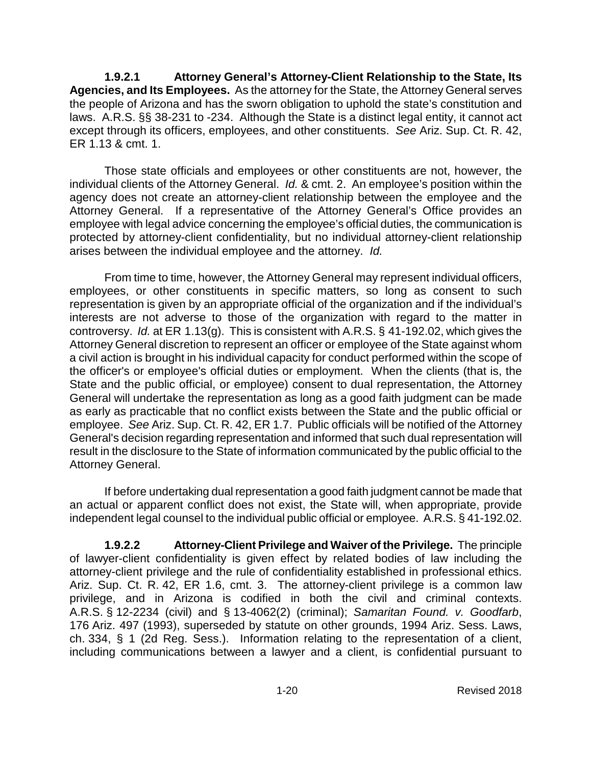**1.9.2.1 Attorney General's Attorney-Client Relationship to the State, Its Agencies, and Its Employees.** As the attorney for the State, the Attorney General serves the people of Arizona and has the sworn obligation to uphold the state's constitution and laws. A.R.S. §§ 38-231 to -234. Although the State is a distinct legal entity, it cannot act except through its officers, employees, and other constituents. *See* Ariz. Sup. Ct. R. 42, ER 1.13 & cmt. 1.

Those state officials and employees or other constituents are not, however, the individual clients of the Attorney General. *Id.* & cmt. 2. An employee's position within the agency does not create an attorney-client relationship between the employee and the Attorney General. If a representative of the Attorney General's Office provides an employee with legal advice concerning the employee's official duties, the communication is protected by attorney-client confidentiality, but no individual attorney-client relationship arises between the individual employee and the attorney. *Id.*

From time to time, however, the Attorney General may represent individual officers, employees, or other constituents in specific matters, so long as consent to such representation is given by an appropriate official of the organization and if the individual's interests are not adverse to those of the organization with regard to the matter in controversy. *Id.* at ER 1.13(g). This is consistent with A.R.S. § 41-192.02, which gives the Attorney General discretion to represent an officer or employee of the State against whom a civil action is brought in his individual capacity for conduct performed within the scope of the officer's or employee's official duties or employment. When the clients (that is, the State and the public official, or employee) consent to dual representation, the Attorney General will undertake the representation as long as a good faith judgment can be made as early as practicable that no conflict exists between the State and the public official or employee. *See* Ariz. Sup. Ct. R. 42, ER 1.7. Public officials will be notified of the Attorney General's decision regarding representation and informed that such dual representation will result in the disclosure to the State of information communicated by the public official to the Attorney General.

If before undertaking dual representation a good faith judgment cannot be made that an actual or apparent conflict does not exist, the State will, when appropriate, provide independent legal counsel to the individual public official or employee. A.R.S. § 41-192.02.

**1.9.2.2 Attorney-Client Privilege and Waiver of the Privilege.** The principle of lawyer-client confidentiality is given effect by related bodies of law including the attorney-client privilege and the rule of confidentiality established in professional ethics. Ariz. Sup. Ct. R. 42, ER 1.6, cmt. 3. The attorney-client privilege is a common law privilege, and in Arizona is codified in both the civil and criminal contexts. A.R.S. § 12-2234 (civil) and § 13-4062(2) (criminal); *Samaritan Found. v. Goodfarb*, 176 Ariz. 497 (1993), superseded by statute on other grounds, 1994 Ariz. Sess. Laws, ch. 334, § 1 (2d Reg. Sess.). Information relating to the representation of a client, including communications between a lawyer and a client, is confidential pursuant to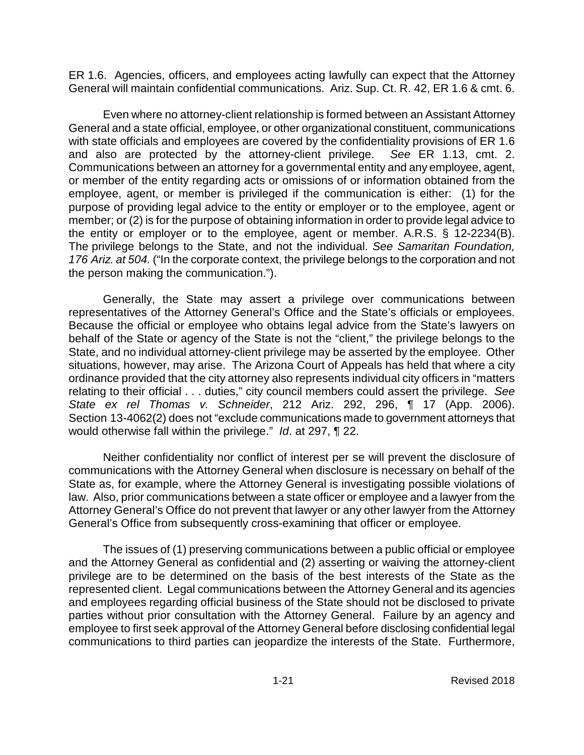ER 1.6. Agencies, officers, and employees acting lawfully can expect that the Attorney General will maintain confidential communications. Ariz. Sup. Ct. R. 42, ER 1.6 & cmt. 6.

Even where no attorney-client relationship is formed between an Assistant Attorney General and a state official, employee, or other organizational constituent, communications with state officials and employees are covered by the confidentiality provisions of ER 1.6 and also are protected by the attorney-client privilege. *See* ER 1.13, cmt. 2. Communications between an attorney for a governmental entity and any employee, agent, or member of the entity regarding acts or omissions of or information obtained from the employee, agent, or member is privileged if the communication is either: (1) for the purpose of providing legal advice to the entity or employer or to the employee, agent or member; or (2) is for the purpose of obtaining information in order to provide legal advice to the entity or employer or to the employee, agent or member. A.R.S. § 12-2234(B). The privilege belongs to the State, and not the individual. *See Samaritan Foundation, 176 Ariz. at 504.* ("In the corporate context, the privilege belongs to the corporation and not the person making the communication.").

Generally, the State may assert a privilege over communications between representatives of the Attorney General's Office and the State's officials or employees. Because the official or employee who obtains legal advice from the State's lawyers on behalf of the State or agency of the State is not the "client," the privilege belongs to the State, and no individual attorney-client privilege may be asserted by the employee. Other situations, however, may arise. The Arizona Court of Appeals has held that where a city ordinance provided that the city attorney also represents individual city officers in "matters relating to their official . . . duties," city council members could assert the privilege. *See State ex rel Thomas v. Schneider*, 212 Ariz. 292, 296, ¶ 17 (App. 2006). Section 13-4062(2) does not "exclude communications made to government attorneys that would otherwise fall within the privilege." *Id*. at 297, ¶ 22.

Neither confidentiality nor conflict of interest per se will prevent the disclosure of communications with the Attorney General when disclosure is necessary on behalf of the State as, for example, where the Attorney General is investigating possible violations of law. Also, prior communications between a state officer or employee and a lawyer from the Attorney General's Office do not prevent that lawyer or any other lawyer from the Attorney General's Office from subsequently cross-examining that officer or employee.

The issues of (1) preserving communications between a public official or employee and the Attorney General as confidential and (2) asserting or waiving the attorney-client privilege are to be determined on the basis of the best interests of the State as the represented client. Legal communications between the Attorney General and its agencies and employees regarding official business of the State should not be disclosed to private parties without prior consultation with the Attorney General. Failure by an agency and employee to first seek approval of the Attorney General before disclosing confidential legal communications to third parties can jeopardize the interests of the State. Furthermore,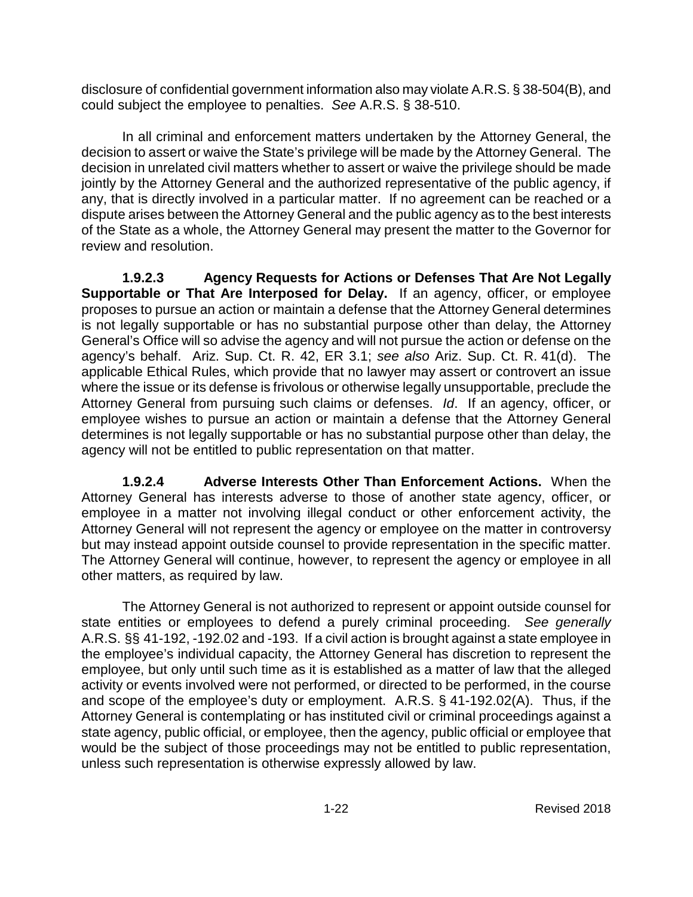disclosure of confidential government information also may violate A.R.S. § 38-504(B), and could subject the employee to penalties. *See* A.R.S. § 38-510.

In all criminal and enforcement matters undertaken by the Attorney General, the decision to assert or waive the State's privilege will be made by the Attorney General. The decision in unrelated civil matters whether to assert or waive the privilege should be made jointly by the Attorney General and the authorized representative of the public agency, if any, that is directly involved in a particular matter. If no agreement can be reached or a dispute arises between the Attorney General and the public agency as to the best interests of the State as a whole, the Attorney General may present the matter to the Governor for review and resolution.

**1.9.2.3 Agency Requests for Actions or Defenses That Are Not Legally Supportable or That Are Interposed for Delay.** If an agency, officer, or employee proposes to pursue an action or maintain a defense that the Attorney General determines is not legally supportable or has no substantial purpose other than delay, the Attorney General's Office will so advise the agency and will not pursue the action or defense on the agency's behalf. Ariz. Sup. Ct. R. 42, ER 3.1; *see also* Ariz. Sup. Ct. R. 41(d). The applicable Ethical Rules, which provide that no lawyer may assert or controvert an issue where the issue or its defense is frivolous or otherwise legally unsupportable, preclude the Attorney General from pursuing such claims or defenses. *Id*. If an agency, officer, or employee wishes to pursue an action or maintain a defense that the Attorney General determines is not legally supportable or has no substantial purpose other than delay, the agency will not be entitled to public representation on that matter.

**1.9.2.4 Adverse Interests Other Than Enforcement Actions.** When the Attorney General has interests adverse to those of another state agency, officer, or employee in a matter not involving illegal conduct or other enforcement activity, the Attorney General will not represent the agency or employee on the matter in controversy but may instead appoint outside counsel to provide representation in the specific matter. The Attorney General will continue, however, to represent the agency or employee in all other matters, as required by law.

The Attorney General is not authorized to represent or appoint outside counsel for state entities or employees to defend a purely criminal proceeding. *See generally* A.R.S. §§ 41-192, -192.02 and -193. If a civil action is brought against a state employee in the employee's individual capacity, the Attorney General has discretion to represent the employee, but only until such time as it is established as a matter of law that the alleged activity or events involved were not performed, or directed to be performed, in the course and scope of the employee's duty or employment. A.R.S. § 41-192.02(A). Thus, if the Attorney General is contemplating or has instituted civil or criminal proceedings against a state agency, public official, or employee, then the agency, public official or employee that would be the subject of those proceedings may not be entitled to public representation, unless such representation is otherwise expressly allowed by law.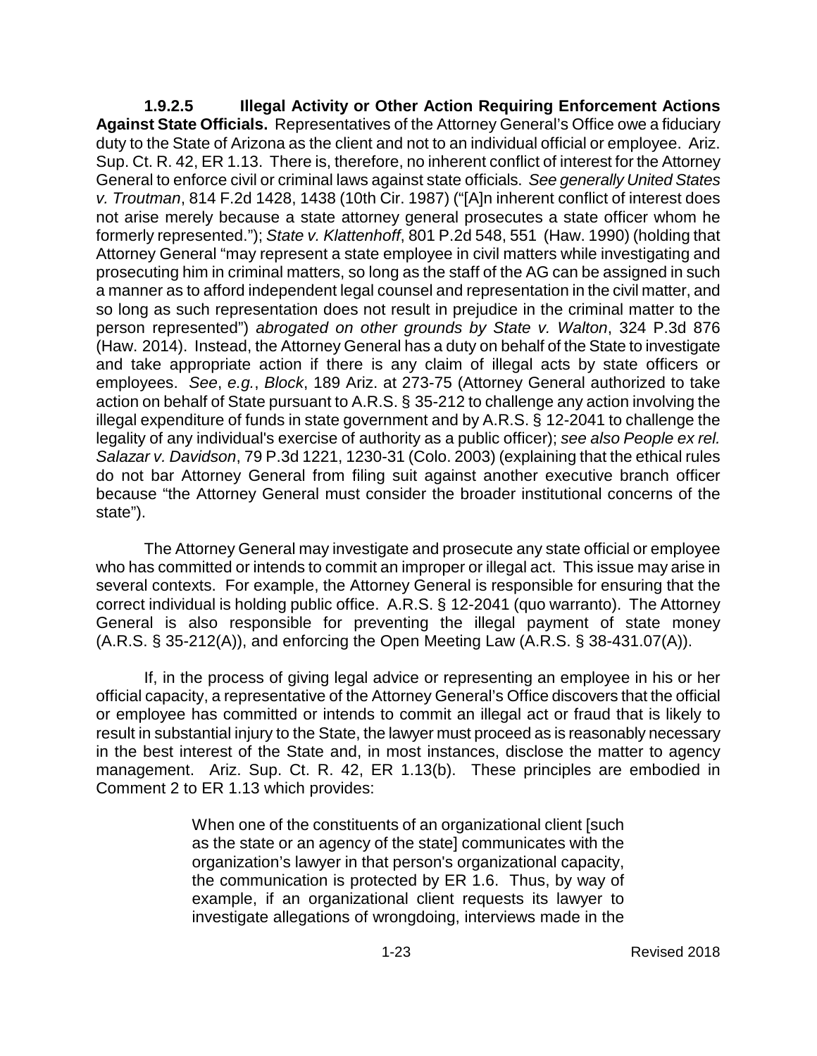**1.9.2.5 Illegal Activity or Other Action Requiring Enforcement Actions Against State Officials.** Representatives of the Attorney General's Office owe a fiduciary duty to the State of Arizona as the client and not to an individual official or employee. Ariz. Sup. Ct. R. 42, ER 1.13. There is, therefore, no inherent conflict of interest for the Attorney General to enforce civil or criminal laws against state officials. *See generally United States v. Troutman*, 814 F.2d 1428, 1438 (10th Cir. 1987) ("[A]n inherent conflict of interest does not arise merely because a state attorney general prosecutes a state officer whom he formerly represented."); *State v. Klattenhoff*, 801 P.2d 548, 551 (Haw. 1990) (holding that Attorney General "may represent a state employee in civil matters while investigating and prosecuting him in criminal matters, so long as the staff of the AG can be assigned in such a manner as to afford independent legal counsel and representation in the civil matter, and so long as such representation does not result in prejudice in the criminal matter to the person represented") *abrogated on other grounds by State v. Walton*, 324 P.3d 876 (Haw. 2014). Instead, the Attorney General has a duty on behalf of the State to investigate and take appropriate action if there is any claim of illegal acts by state officers or employees. *See*, *e.g.*, *Block*, 189 Ariz. at 273-75 (Attorney General authorized to take action on behalf of State pursuant to A.R.S. § 35-212 to challenge any action involving the illegal expenditure of funds in state government and by A.R.S. § 12-2041 to challenge the legality of any individual's exercise of authority as a public officer); *see also People ex rel. Salazar v. Davidson*, 79 P.3d 1221, 1230-31 (Colo. 2003) (explaining that the ethical rules do not bar Attorney General from filing suit against another executive branch officer because "the Attorney General must consider the broader institutional concerns of the state").

The Attorney General may investigate and prosecute any state official or employee who has committed or intends to commit an improper or illegal act. This issue may arise in several contexts. For example, the Attorney General is responsible for ensuring that the correct individual is holding public office. A.R.S. § 12-2041 (quo warranto). The Attorney General is also responsible for preventing the illegal payment of state money (A.R.S. § 35-212(A)), and enforcing the Open Meeting Law (A.R.S. § 38-431.07(A)).

If, in the process of giving legal advice or representing an employee in his or her official capacity, a representative of the Attorney General's Office discovers that the official or employee has committed or intends to commit an illegal act or fraud that is likely to result in substantial injury to the State, the lawyer must proceed as is reasonably necessary in the best interest of the State and, in most instances, disclose the matter to agency management. Ariz. Sup. Ct. R. 42, ER 1.13(b). These principles are embodied in Comment 2 to ER 1.13 which provides:

> When one of the constituents of an organizational client [such as the state or an agency of the state] communicates with the organization's lawyer in that person's organizational capacity, the communication is protected by ER 1.6. Thus, by way of example, if an organizational client requests its lawyer to investigate allegations of wrongdoing, interviews made in the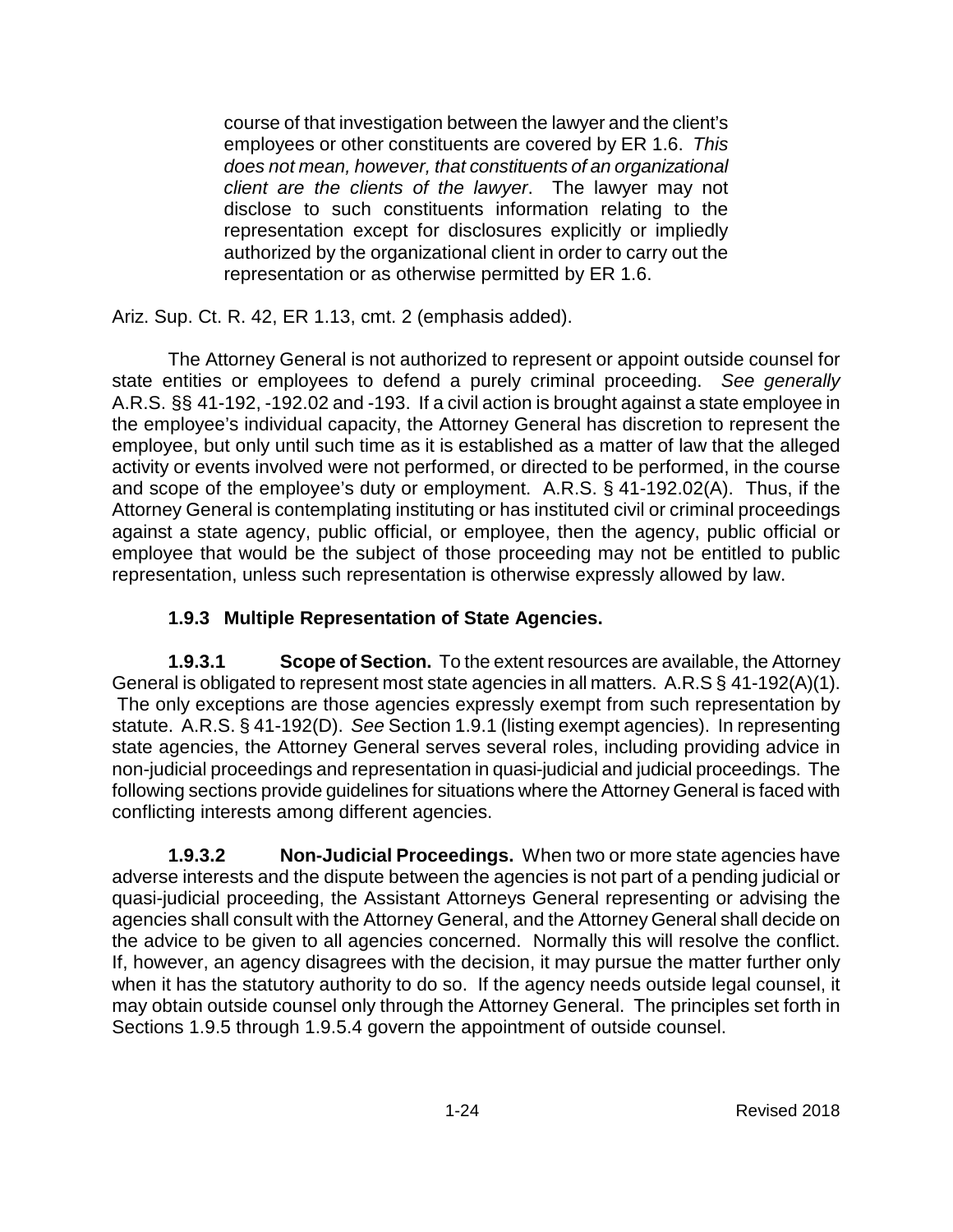> course of that investigation between the lawyer and the client's employees or other constituents are covered by ER 1.6. *This does not mean, however, that constituents of an organizational client are the clients of the lawyer*. The lawyer may not disclose to such constituents information relating to the representation except for disclosures explicitly or impliedly authorized by the organizational client in order to carry out the representation or as otherwise permitted by ER 1.6.

Ariz. Sup. Ct. R. 42, ER 1.13, cmt. 2 (emphasis added).

The Attorney General is not authorized to represent or appoint outside counsel for state entities or employees to defend a purely criminal proceeding. *See generally* A.R.S. §§ 41-192, -192.02 and -193. If a civil action is brought against a state employee in the employee's individual capacity, the Attorney General has discretion to represent the employee, but only until such time as it is established as a matter of law that the alleged activity or events involved were not performed, or directed to be performed, in the course and scope of the employee's duty or employment. A.R.S. § 41-192.02(A). Thus, if the Attorney General is contemplating instituting or has instituted civil or criminal proceedings against a state agency, public official, or employee, then the agency, public official or employee that would be the subject of those proceeding may not be entitled to public representation, unless such representation is otherwise expressly allowed by law.

### 1.9.3 Multiple Representation of State Agencies.

**1.9.3.1 Scope of Section.** To the extent resources are available, the Attorney General is obligated to represent most state agencies in all matters. A.R.S § 41-192(A)(1). The only exceptions are those agencies expressly exempt from such representation by statute. A.R.S. § 41-192(D). *See* Section 1.9.1 (listing exempt agencies). In representing state agencies, the Attorney General serves several roles, including providing advice in non-judicial proceedings and representation in quasi-judicial and judicial proceedings. The following sections provide guidelines for situations where the Attorney General is faced with conflicting interests among different agencies.

**1.9.3.2 Non-Judicial Proceedings.** When two or more state agencies have adverse interests and the dispute between the agencies is not part of a pending judicial or quasi-judicial proceeding, the Assistant Attorneys General representing or advising the agencies shall consult with the Attorney General, and the Attorney General shall decide on the advice to be given to all agencies concerned. Normally this will resolve the conflict. If, however, an agency disagrees with the decision, it may pursue the matter further only when it has the statutory authority to do so. If the agency needs outside legal counsel, it may obtain outside counsel only through the Attorney General. The principles set forth in Sections 1.9.5 through 1.9.5.4 govern the appointment of outside counsel.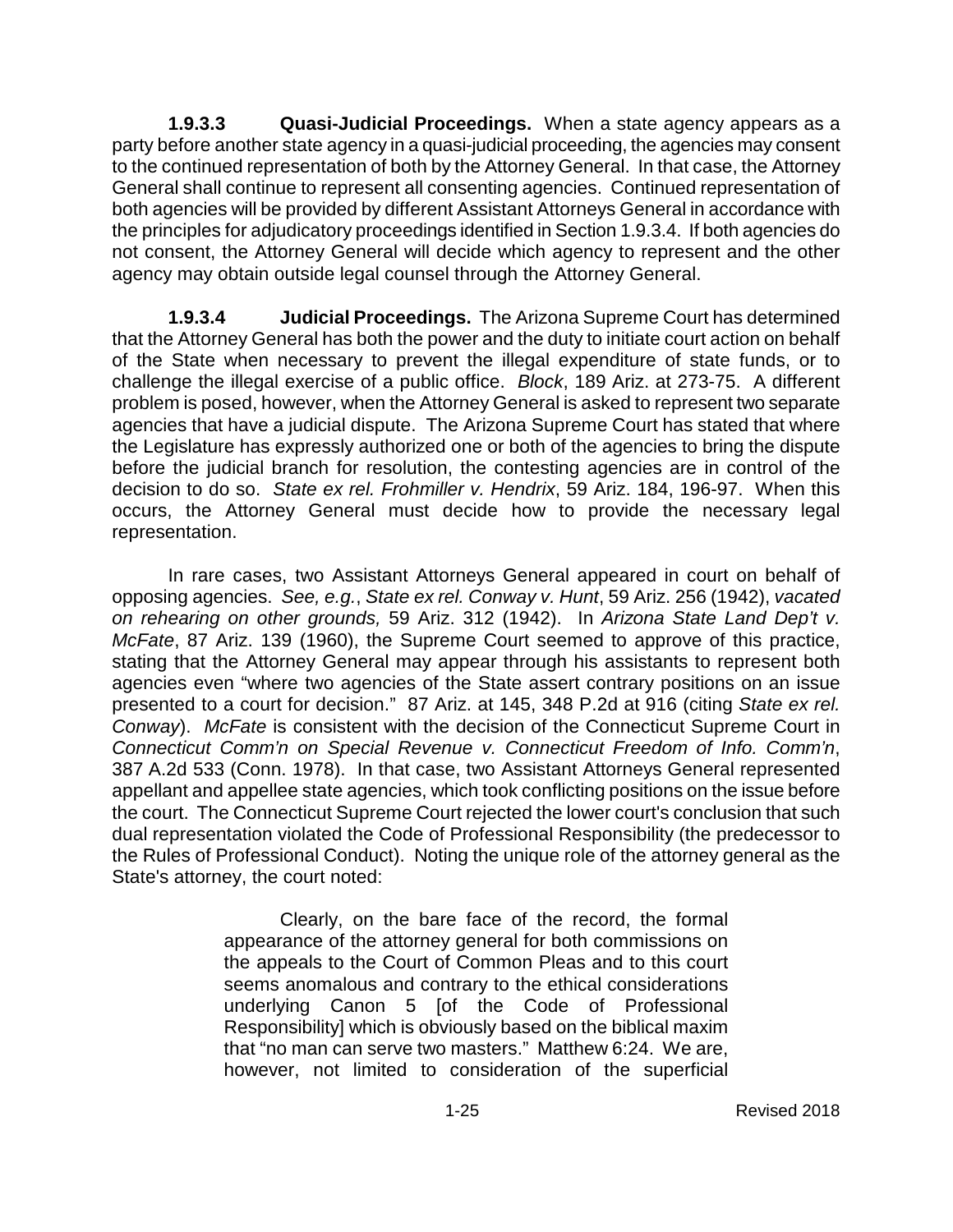**1.9.3.3 Quasi-Judicial Proceedings.** When a state agency appears as a party before another state agency in a quasi-judicial proceeding, the agencies may consent to the continued representation of both by the Attorney General. In that case, the Attorney General shall continue to represent all consenting agencies. Continued representation of both agencies will be provided by different Assistant Attorneys General in accordance with the principles for adjudicatory proceedings identified in Section 1.9.3.4. If both agencies do not consent, the Attorney General will decide which agency to represent and the other agency may obtain outside legal counsel through the Attorney General.

**1.9.3.4 Judicial Proceedings.** The Arizona Supreme Court has determined that the Attorney General has both the power and the duty to initiate court action on behalf of the State when necessary to prevent the illegal expenditure of state funds, or to challenge the illegal exercise of a public office. *Block*, 189 Ariz. at 273-75. A different problem is posed, however, when the Attorney General is asked to represent two separate agencies that have a judicial dispute. The Arizona Supreme Court has stated that where the Legislature has expressly authorized one or both of the agencies to bring the dispute before the judicial branch for resolution, the contesting agencies are in control of the decision to do so. *State ex rel. Frohmiller v. Hendrix*, 59 Ariz. 184, 196-97. When this occurs, the Attorney General must decide how to provide the necessary legal representation.

In rare cases, two Assistant Attorneys General appeared in court on behalf of opposing agencies. *See, e.g.*, *State ex rel. Conway v. Hunt*, 59 Ariz. 256 (1942), *vacated on rehearing on other grounds,* 59 Ariz. 312 (1942). In *Arizona State Land Dep't v. McFate*, 87 Ariz. 139 (1960), the Supreme Court seemed to approve of this practice, stating that the Attorney General may appear through his assistants to represent both agencies even "where two agencies of the State assert contrary positions on an issue presented to a court for decision." 87 Ariz. at 145, 348 P.2d at 916 (citing *State ex rel. Conway*). *McFate* is consistent with the decision of the Connecticut Supreme Court in *Connecticut Comm'n on Special Revenue v. Connecticut Freedom of Info. Comm'n*, 387 A.2d 533 (Conn. 1978). In that case, two Assistant Attorneys General represented appellant and appellee state agencies, which took conflicting positions on the issue before the court. The Connecticut Supreme Court rejected the lower court's conclusion that such dual representation violated the Code of Professional Responsibility (the predecessor to the Rules of Professional Conduct). Noting the unique role of the attorney general as the State's attorney, the court noted:

> Clearly, on the bare face of the record, the formal appearance of the attorney general for both commissions on the appeals to the Court of Common Pleas and to this court seems anomalous and contrary to the ethical considerations underlying Canon 5 [of the Code of Professional Responsibility] which is obviously based on the biblical maxim that "no man can serve two masters." Matthew 6:24. We are, however, not limited to consideration of the superficial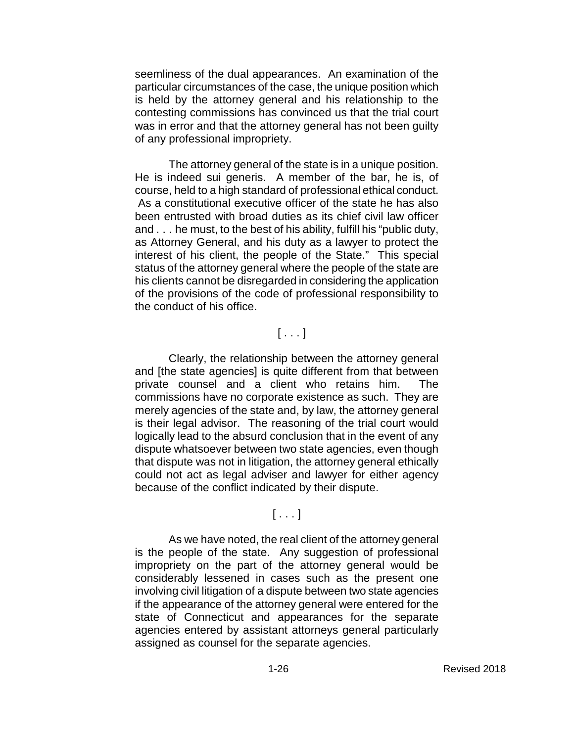seemliness of the dual appearances. An examination of the particular circumstances of the case, the unique position which is held by the attorney general and his relationship to the contesting commissions has convinced us that the trial court was in error and that the attorney general has not been guilty of any professional impropriety.

The attorney general of the state is in a unique position. He is indeed sui generis. A member of the bar, he is, of course, held to a high standard of professional ethical conduct. As a constitutional executive officer of the state he has also been entrusted with broad duties as its chief civil law officer and . . . he must, to the best of his ability, fulfill his "public duty, as Attorney General, and his duty as a lawyer to protect the interest of his client, the people of the State." This special status of the attorney general where the people of the state are his clients cannot be disregarded in considering the application of the provisions of the code of professional responsibility to the conduct of his office.

[ . . . ]

Clearly, the relationship between the attorney general and [the state agencies] is quite different from that between private counsel and a client who retains him. The commissions have no corporate existence as such. They are merely agencies of the state and, by law, the attorney general is their legal advisor. The reasoning of the trial court would logically lead to the absurd conclusion that in the event of any dispute whatsoever between two state agencies, even though that dispute was not in litigation, the attorney general ethically could not act as legal adviser and lawyer for either agency because of the conflict indicated by their dispute.

[ . . . ]

As we have noted, the real client of the attorney general is the people of the state. Any suggestion of professional impropriety on the part of the attorney general would be considerably lessened in cases such as the present one involving civil litigation of a dispute between two state agencies if the appearance of the attorney general were entered for the state of Connecticut and appearances for the separate agencies entered by assistant attorneys general particularly assigned as counsel for the separate agencies.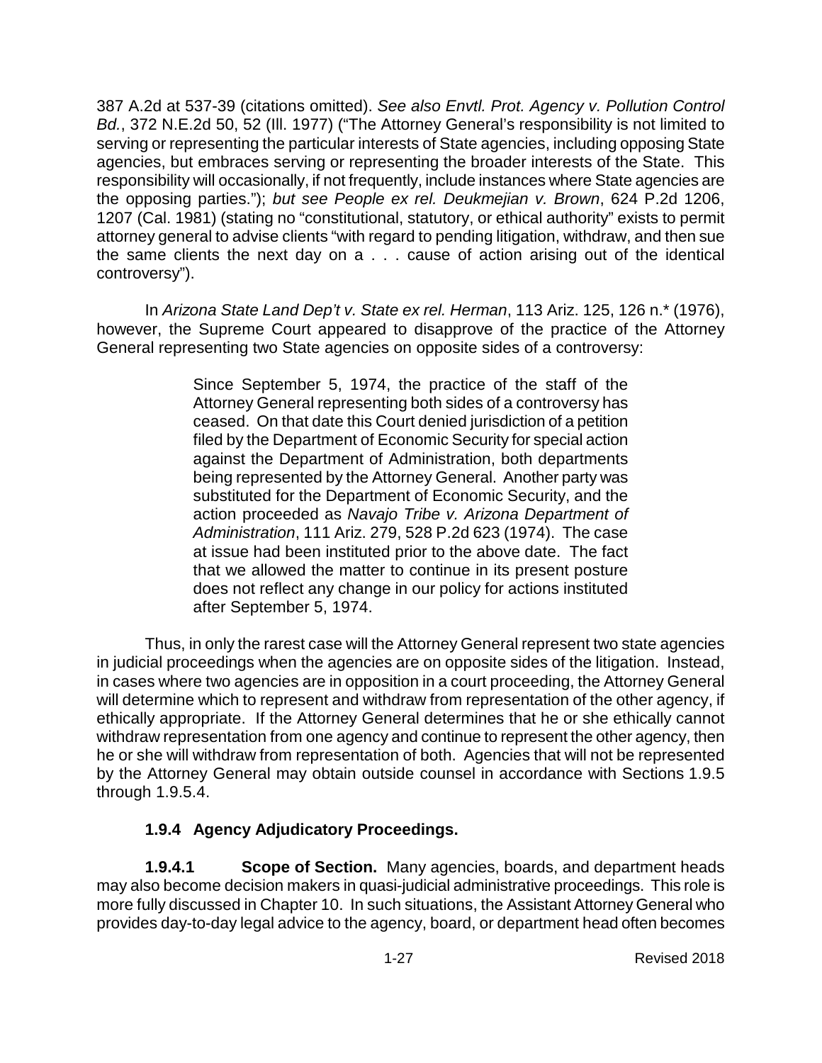387 A.2d at 537-39 (citations omitted). *See also Envtl. Prot. Agency v. Pollution Control Bd.*, 372 N.E.2d 50, 52 (Ill. 1977) ("The Attorney General's responsibility is not limited to serving or representing the particular interests of State agencies, including opposing State agencies, but embraces serving or representing the broader interests of the State. This responsibility will occasionally, if not frequently, include instances where State agencies are the opposing parties."); *but see People ex rel. Deukmejian v. Brown*, 624 P.2d 1206, 1207 (Cal. 1981) (stating no "constitutional, statutory, or ethical authority" exists to permit attorney general to advise clients "with regard to pending litigation, withdraw, and then sue the same clients the next day on a . . . cause of action arising out of the identical controversy").

In *Arizona State Land Dep't v. State ex rel. Herman*, 113 Ariz. 125, 126 n.* (1976), however, the Supreme Court appeared to disapprove of the practice of the Attorney General representing two State agencies on opposite sides of a controversy:

> Since September 5, 1974, the practice of the staff of the Attorney General representing both sides of a controversy has ceased. On that date this Court denied jurisdiction of a petition filed by the Department of Economic Security for special action against the Department of Administration, both departments being represented by the Attorney General. Another party was substituted for the Department of Economic Security, and the action proceeded as *Navajo Tribe v. Arizona Department of Administration*, 111 Ariz. 279, 528 P.2d 623 (1974). The case at issue had been instituted prior to the above date. The fact that we allowed the matter to continue in its present posture does not reflect any change in our policy for actions instituted after September 5, 1974.

Thus, in only the rarest case will the Attorney General represent two state agencies in judicial proceedings when the agencies are on opposite sides of the litigation. Instead, in cases where two agencies are in opposition in a court proceeding, the Attorney General will determine which to represent and withdraw from representation of the other agency, if ethically appropriate. If the Attorney General determines that he or she ethically cannot withdraw representation from one agency and continue to represent the other agency, then he or she will withdraw from representation of both. Agencies that will not be represented by the Attorney General may obtain outside counsel in accordance with Sections 1.9.5 through 1.9.5.4.

### 1.9.4 Agency Adjudicatory Proceedings.

**1.9.4.1 Scope of Section.** Many agencies, boards, and department heads may also become decision makers in quasi-judicial administrative proceedings. This role is more fully discussed in Chapter 10. In such situations, the Assistant Attorney General who provides day-to-day legal advice to the agency, board, or department head often becomes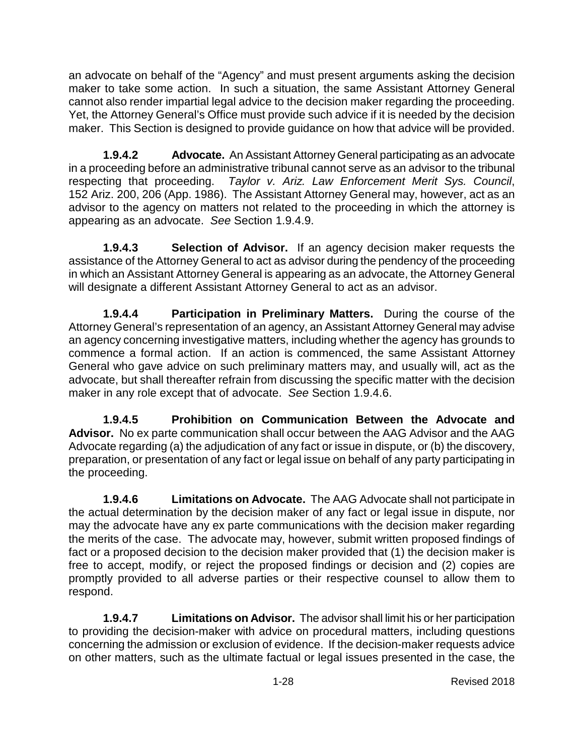an advocate on behalf of the "Agency" and must present arguments asking the decision maker to take some action. In such a situation, the same Assistant Attorney General cannot also render impartial legal advice to the decision maker regarding the proceeding. Yet, the Attorney General's Office must provide such advice if it is needed by the decision maker. This Section is designed to provide guidance on how that advice will be provided.

**1.9.4.2 Advocate.** An Assistant Attorney General participating as an advocate in a proceeding before an administrative tribunal cannot serve as an advisor to the tribunal respecting that proceeding. *Taylor v. Ariz. Law Enforcement Merit Sys. Council*, 152 Ariz. 200, 206 (App. 1986). The Assistant Attorney General may, however, act as an advisor to the agency on matters not related to the proceeding in which the attorney is appearing as an advocate. *See* Section 1.9.4.9.

**1.9.4.3 Selection of Advisor.** If an agency decision maker requests the assistance of the Attorney General to act as advisor during the pendency of the proceeding in which an Assistant Attorney General is appearing as an advocate, the Attorney General will designate a different Assistant Attorney General to act as an advisor.

**1.9.4.4 Participation in Preliminary Matters.** During the course of the Attorney General's representation of an agency, an Assistant Attorney General may advise an agency concerning investigative matters, including whether the agency has grounds to commence a formal action. If an action is commenced, the same Assistant Attorney General who gave advice on such preliminary matters may, and usually will, act as the advocate, but shall thereafter refrain from discussing the specific matter with the decision maker in any role except that of advocate. *See* Section 1.9.4.6.

**1.9.4.5 Prohibition on Communication Between the Advocate and Advisor.** No ex parte communication shall occur between the AAG Advisor and the AAG Advocate regarding (a) the adjudication of any fact or issue in dispute, or (b) the discovery, preparation, or presentation of any fact or legal issue on behalf of any party participating in the proceeding.

**1.9.4.6 Limitations on Advocate.** The AAG Advocate shall not participate in the actual determination by the decision maker of any fact or legal issue in dispute, nor may the advocate have any ex parte communications with the decision maker regarding the merits of the case. The advocate may, however, submit written proposed findings of fact or a proposed decision to the decision maker provided that (1) the decision maker is free to accept, modify, or reject the proposed findings or decision and (2) copies are promptly provided to all adverse parties or their respective counsel to allow them to respond.

**1.9.4.7 Limitations on Advisor.** The advisor shall limit his or her participation to providing the decision-maker with advice on procedural matters, including questions concerning the admission or exclusion of evidence. If the decision-maker requests advice on other matters, such as the ultimate factual or legal issues presented in the case, the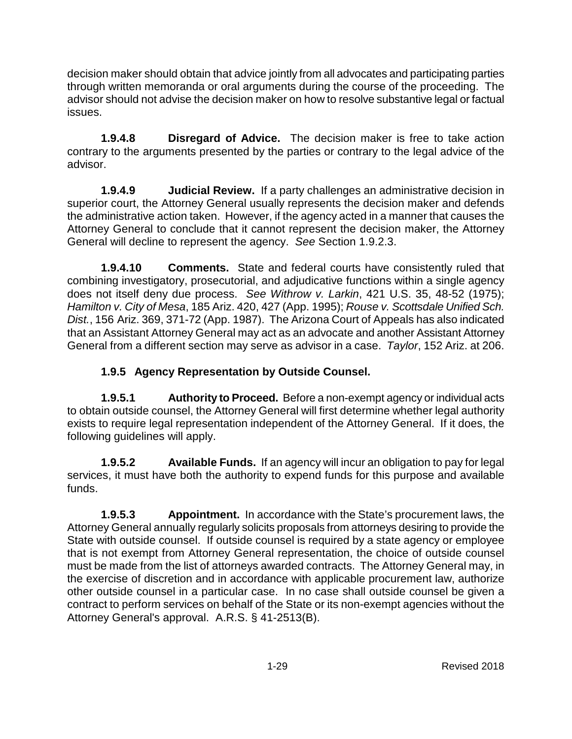decision maker should obtain that advice jointly from all advocates and participating parties through written memoranda or oral arguments during the course of the proceeding. The advisor should not advise the decision maker on how to resolve substantive legal or factual issues.

**1.9.4.8 Disregard of Advice.** The decision maker is free to take action contrary to the arguments presented by the parties or contrary to the legal advice of the advisor.

**1.9.4.9 Judicial Review.** If a party challenges an administrative decision in superior court, the Attorney General usually represents the decision maker and defends the administrative action taken. However, if the agency acted in a manner that causes the Attorney General to conclude that it cannot represent the decision maker, the Attorney General will decline to represent the agency. *See* Section 1.9.2.3.

**1.9.4.10 Comments.** State and federal courts have consistently ruled that combining investigatory, prosecutorial, and adjudicative functions within a single agency does not itself deny due process. *See Withrow v. Larkin*, 421 U.S. 35, 48-52 (1975); *Hamilton v. City of Mesa*, 185 Ariz. 420, 427 (App. 1995); *Rouse v. Scottsdale Unified Sch. Dist.*, 156 Ariz. 369, 371-72 (App. 1987). The Arizona Court of Appeals has also indicated that an Assistant Attorney General may act as an advocate and another Assistant Attorney General from a different section may serve as advisor in a case. *Taylor*, 152 Ariz. at 206.

### 1.9.5 Agency Representation by Outside Counsel.

**1.9.5.1 Authority to Proceed.** Before a non-exempt agency or individual acts to obtain outside counsel, the Attorney General will first determine whether legal authority exists to require legal representation independent of the Attorney General. If it does, the following guidelines will apply.

**1.9.5.2 Available Funds.** If an agency will incur an obligation to pay for legal services, it must have both the authority to expend funds for this purpose and available funds.

**1.9.5.3 Appointment.** In accordance with the State's procurement laws, the Attorney General annually regularly solicits proposals from attorneys desiring to provide the State with outside counsel. If outside counsel is required by a state agency or employee that is not exempt from Attorney General representation, the choice of outside counsel must be made from the list of attorneys awarded contracts. The Attorney General may, in the exercise of discretion and in accordance with applicable procurement law, authorize other outside counsel in a particular case. In no case shall outside counsel be given a contract to perform services on behalf of the State or its non-exempt agencies without the Attorney General's approval. A.R.S. § 41-2513(B).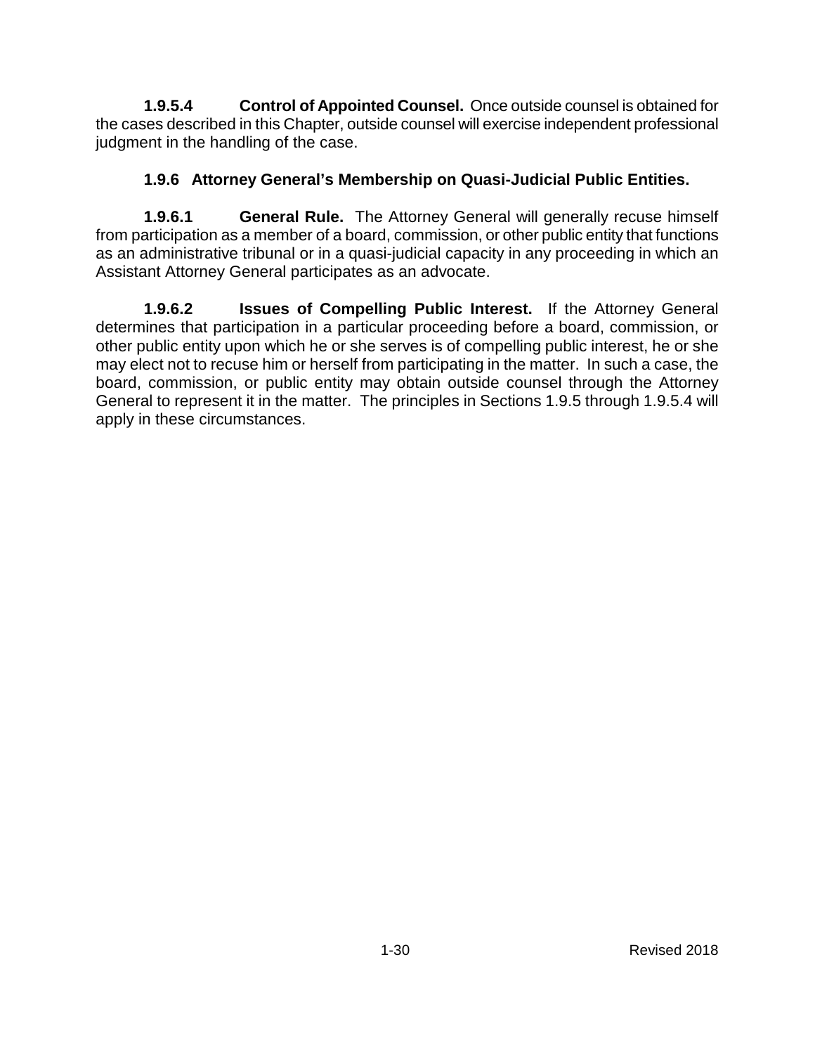**1.9.5.4 Control of Appointed Counsel.** Once outside counsel is obtained for the cases described in this Chapter, outside counsel will exercise independent professional judgment in the handling of the case.

### 1.9.6 Attorney General's Membership on Quasi-Judicial Public Entities.

**1.9.6.1 General Rule.** The Attorney General will generally recuse himself from participation as a member of a board, commission, or other public entity that functions as an administrative tribunal or in a quasi-judicial capacity in any proceeding in which an Assistant Attorney General participates as an advocate.

**1.9.6.2 Issues of Compelling Public Interest.** If the Attorney General determines that participation in a particular proceeding before a board, commission, or other public entity upon which he or she serves is of compelling public interest, he or she may elect not to recuse him or herself from participating in the matter. In such a case, the board, commission, or public entity may obtain outside counsel through the Attorney General to represent it in the matter. The principles in Sections 1.9.5 through 1.9.5.4 will apply in these circumstances.